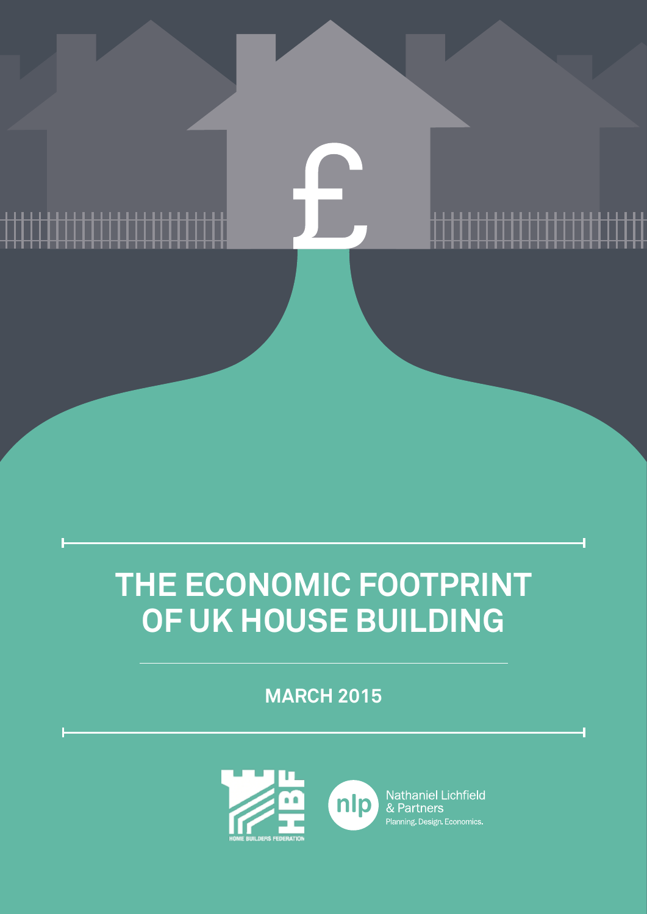# THE ECONOMIC FOOTPRINT OF UK HOUSE BUILDING

MARCH 2015

HOME BUILDERS FEDERATION

Nathaniel Lichfield & Partners
Planning. Design. Economics.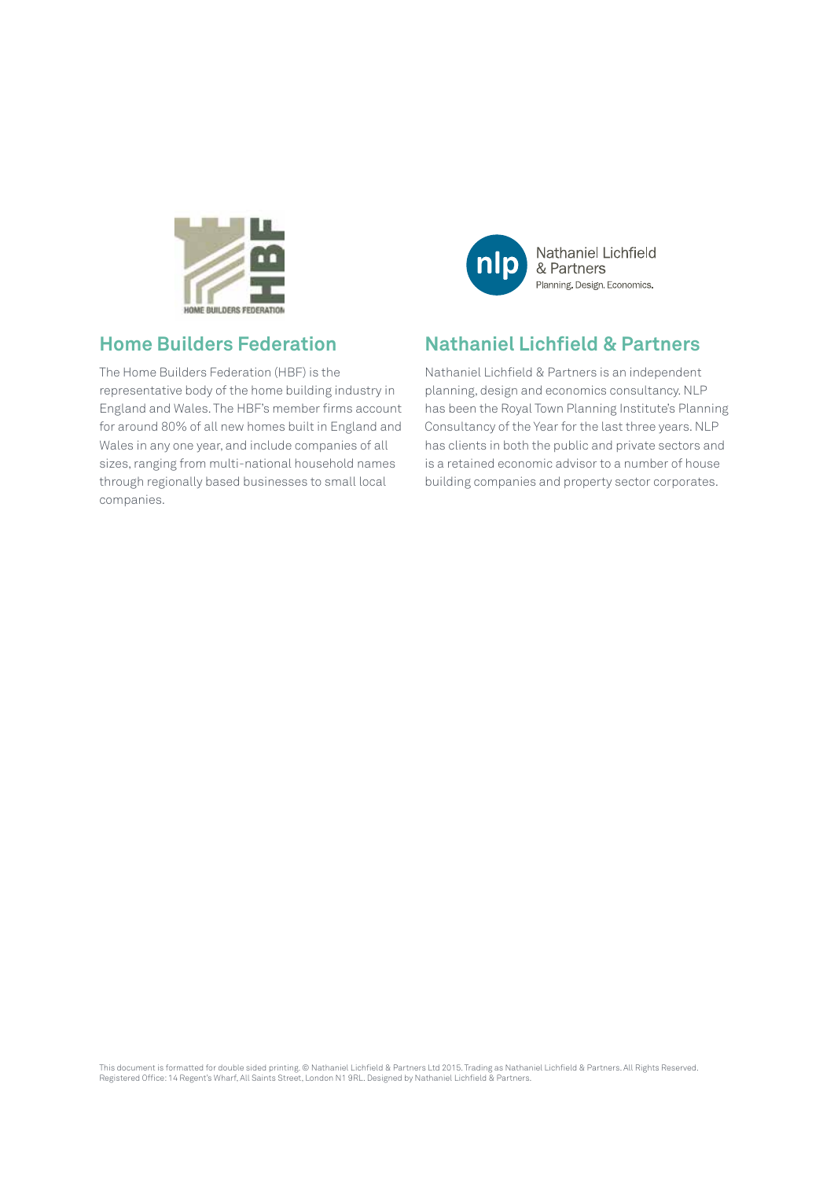## Home Builders Federation

The Home Builders Federation (HBF) is the representative body of the home building industry in England and Wales. The HBF's member firms account for around 80% of all new homes built in England and Wales in any one year, and include companies of all sizes, ranging from multi-national household names through regionally based businesses to small local companies.

## Nathaniel Lichfield & Partners

Nathaniel Lichfield & Partners is an independent planning, design and economics consultancy. NLP has been the Royal Town Planning Institute's Planning Consultancy of the Year for the last three years. NLP has clients in both the public and private sectors and is a retained economic advisor to a number of house building companies and property sector corporates.

This document is formatted for double sided printing. © Nathaniel Lichfield & Partners Ltd 2015. Trading as Nathaniel Lichfield & Partners. All Rights Reserved. Registered Office: 14 Regent's Wharf, All Saints Street, London N1 9RL. Designed by Nathaniel Lichfield & Partners.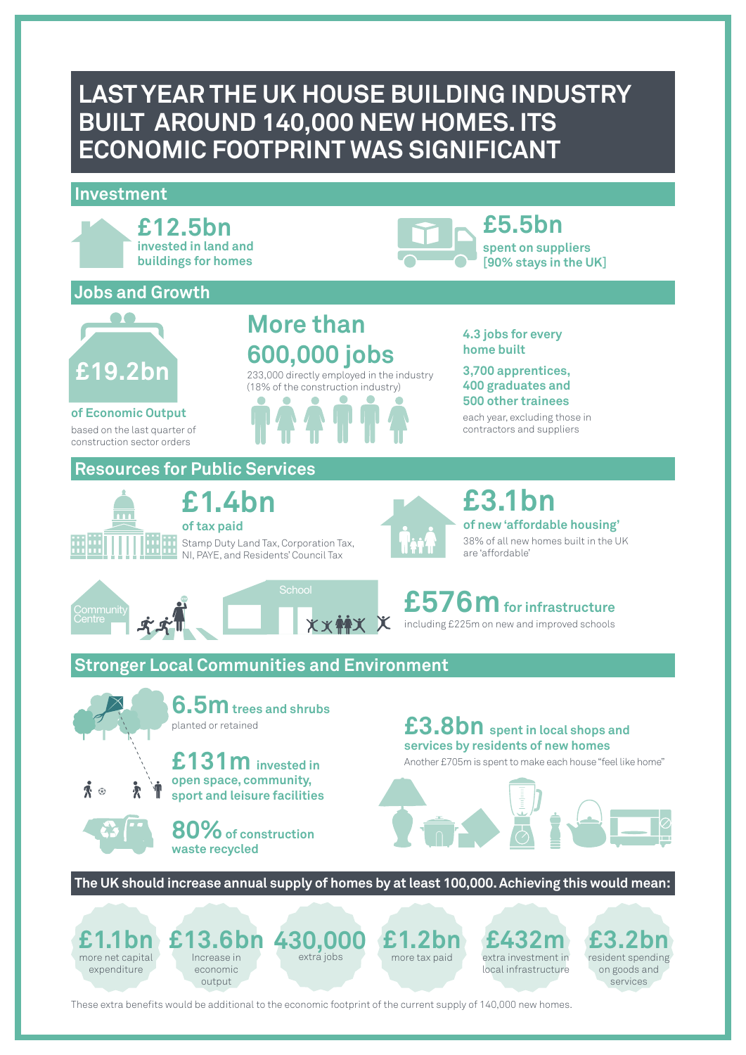# LAST YEAR THE UK HOUSE BUILDING INDUSTRY BUILT AROUND 140,000 NEW HOMES. ITS ECONOMIC FOOTPRINT WAS SIGNIFICANT

## Investment

**£12.5bn**
**invested in land and buildings for homes**

**£5.5bn**
**spent on suppliers [90% stays in the UK]**

## Jobs and Growth

**£19.2bn**
**of Economic Output**
based on the last quarter of construction sector orders

**More than 600,000 jobs**
233,000 directly employed in the industry (18% of the construction industry)

**4.3 jobs for every home built**

**3,700 apprentices, 400 graduates and 500 other trainees**
each year, excluding those in contractors and suppliers

## Resources for Public Services

**£1.4bn**
**of tax paid**
Stamp Duty Land Tax, Corporation Tax, NI, PAYE, and Residents' Council Tax

**£3.1bn**
**of new 'affordable housing'**
38% of all new homes built in the UK are 'affordable'

Community Centre

School

**£576m for infrastructure**
including £225m on new and improved schools

## Stronger Local Communities and Environment

**6.5m trees and shrubs**
planted or retained

**£131m invested in open space, community, sport and leisure facilities**

**80% of construction waste recycled**

**£3.8bn spent in local shops and services by residents of new homes**
Another £705m is spent to make each house "feel like home"

## The UK should increase annual supply of homes by at least 100,000. Achieving this would mean:

- **£1.1bn** more net capital expenditure
- **£13.6bn** Increase in economic output
- **430,000** extra jobs
- **£1.2bn** more tax paid
- **£432m** extra investment in local infrastructure
- **£3.2bn** resident spending on goods and services

These extra benefits would be additional to the economic footprint of the current supply of 140,000 new homes.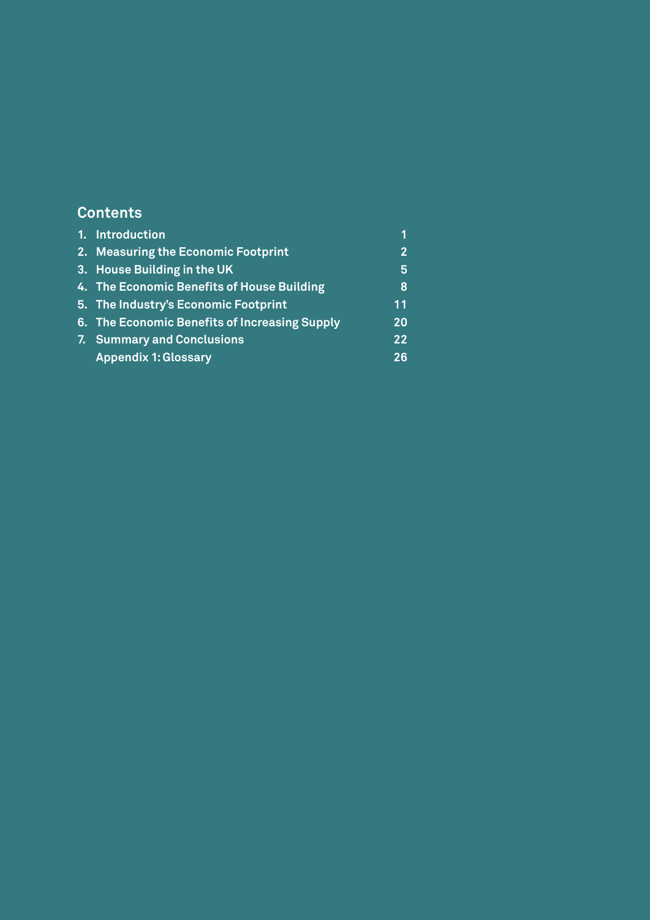## Contents

| | | |
|---|---|---|
| 1. | Introduction | 1 |
| 2. | Measuring the Economic Footprint | 2 |
| 3. | House Building in the UK | 5 |
| 4. | The Economic Benefits of House Building | 8 |
| 5. | The Industry's Economic Footprint | 11 |
| 6. | The Economic Benefits of Increasing Supply | 20 |
| 7. | Summary and Conclusions | 22 |
| | Appendix 1: Glossary | 26 |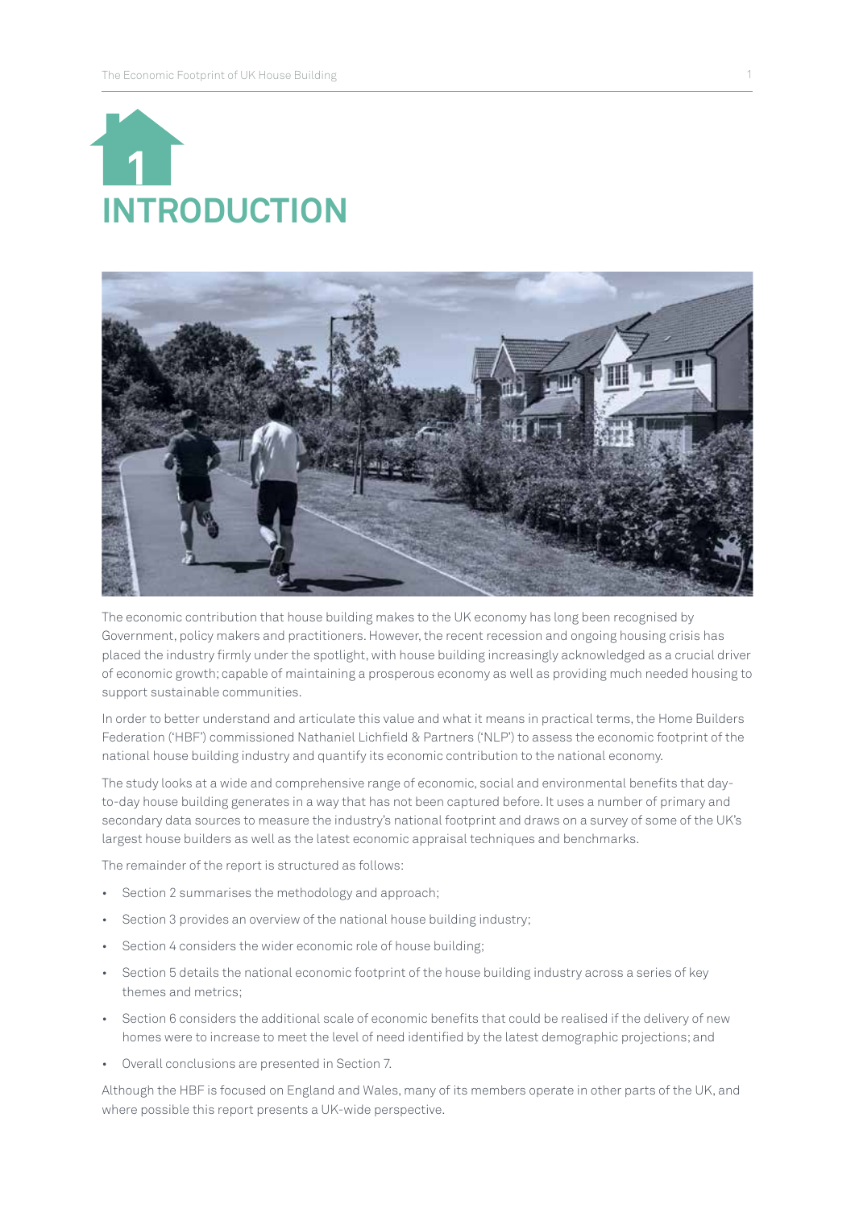# 1 INTRODUCTION

The economic contribution that house building makes to the UK economy has long been recognised by Government, policy makers and practitioners. However, the recent recession and ongoing housing crisis has placed the industry firmly under the spotlight, with house building increasingly acknowledged as a crucial driver of economic growth; capable of maintaining a prosperous economy as well as providing much needed housing to support sustainable communities.

In order to better understand and articulate this value and what it means in practical terms, the Home Builders Federation ('HBF') commissioned Nathaniel Lichfield & Partners ('NLP') to assess the economic footprint of the national house building industry and quantify its economic contribution to the national economy.

The study looks at a wide and comprehensive range of economic, social and environmental benefits that day-to-day house building generates in a way that has not been captured before. It uses a number of primary and secondary data sources to measure the industry's national footprint and draws on a survey of some of the UK's largest house builders as well as the latest economic appraisal techniques and benchmarks.

The remainder of the report is structured as follows:

- Section 2 summarises the methodology and approach;
- Section 3 provides an overview of the national house building industry;
- Section 4 considers the wider economic role of house building;
- Section 5 details the national economic footprint of the house building industry across a series of key themes and metrics;
- Section 6 considers the additional scale of economic benefits that could be realised if the delivery of new homes were to increase to meet the level of need identified by the latest demographic projections; and
- Overall conclusions are presented in Section 7.

Although the HBF is focused on England and Wales, many of its members operate in other parts of the UK, and where possible this report presents a UK-wide perspective.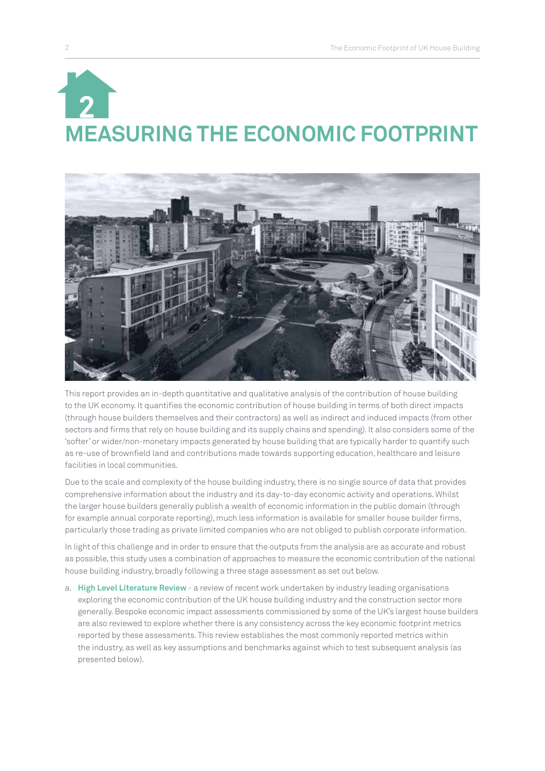# 2 MEASURING THE ECONOMIC FOOTPRINT

This report provides an in-depth quantitative and qualitative analysis of the contribution of house building to the UK economy. It quantifies the economic contribution of house building in terms of both direct impacts (through house builders themselves and their contractors) as well as indirect and induced impacts (from other sectors and firms that rely on house building and its supply chains and spending). It also considers some of the 'softer' or wider/non-monetary impacts generated by house building that are typically harder to quantify such as re-use of brownfield land and contributions made towards supporting education, healthcare and leisure facilities in local communities.

Due to the scale and complexity of the house building industry, there is no single source of data that provides comprehensive information about the industry and its day-to-day economic activity and operations. Whilst the larger house builders generally publish a wealth of economic information in the public domain (through for example annual corporate reporting), much less information is available for smaller house builder firms, particularly those trading as private limited companies who are not obliged to publish corporate information.

In light of this challenge and in order to ensure that the outputs from the analysis are as accurate and robust as possible, this study uses a combination of approaches to measure the economic contribution of the national house building industry, broadly following a three stage assessment as set out below.

a. **High Level Literature Review** - a review of recent work undertaken by industry leading organisations exploring the economic contribution of the UK house building industry and the construction sector more generally. Bespoke economic impact assessments commissioned by some of the UK's largest house builders are also reviewed to explore whether there is any consistency across the key economic footprint metrics reported by these assessments. This review establishes the most commonly reported metrics within the industry, as well as key assumptions and benchmarks against which to test subsequent analysis (as presented below).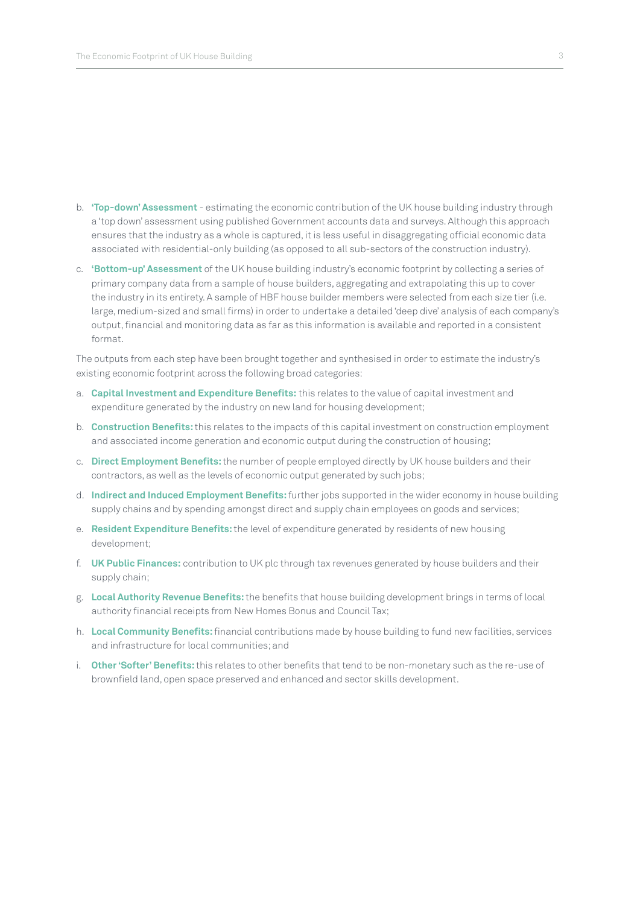b. **'Top-down' Assessment** - estimating the economic contribution of the UK house building industry through a 'top down' assessment using published Government accounts data and surveys. Although this approach ensures that the industry as a whole is captured, it is less useful in disaggregating official economic data associated with residential-only building (as opposed to all sub-sectors of the construction industry).

c. **'Bottom-up' Assessment** of the UK house building industry's economic footprint by collecting a series of primary company data from a sample of house builders, aggregating and extrapolating this up to cover the industry in its entirety. A sample of HBF house builder members were selected from each size tier (i.e. large, medium-sized and small firms) in order to undertake a detailed 'deep dive' analysis of each company's output, financial and monitoring data as far as this information is available and reported in a consistent format.

The outputs from each step have been brought together and synthesised in order to estimate the industry's existing economic footprint across the following broad categories:

a. **Capital Investment and Expenditure Benefits:** this relates to the value of capital investment and expenditure generated by the industry on new land for housing development;

b. **Construction Benefits:** this relates to the impacts of this capital investment on construction employment and associated income generation and economic output during the construction of housing;

c. **Direct Employment Benefits:** the number of people employed directly by UK house builders and their contractors, as well as the levels of economic output generated by such jobs;

d. **Indirect and Induced Employment Benefits:** further jobs supported in the wider economy in house building supply chains and by spending amongst direct and supply chain employees on goods and services;

e. **Resident Expenditure Benefits:** the level of expenditure generated by residents of new housing development;

f. **UK Public Finances:** contribution to UK plc through tax revenues generated by house builders and their supply chain;

g. **Local Authority Revenue Benefits:** the benefits that house building development brings in terms of local authority financial receipts from New Homes Bonus and Council Tax;

h. **Local Community Benefits:** financial contributions made by house building to fund new facilities, services and infrastructure for local communities; and

i. **Other 'Softer' Benefits:** this relates to other benefits that tend to be non-monetary such as the re-use of brownfield land, open space preserved and enhanced and sector skills development.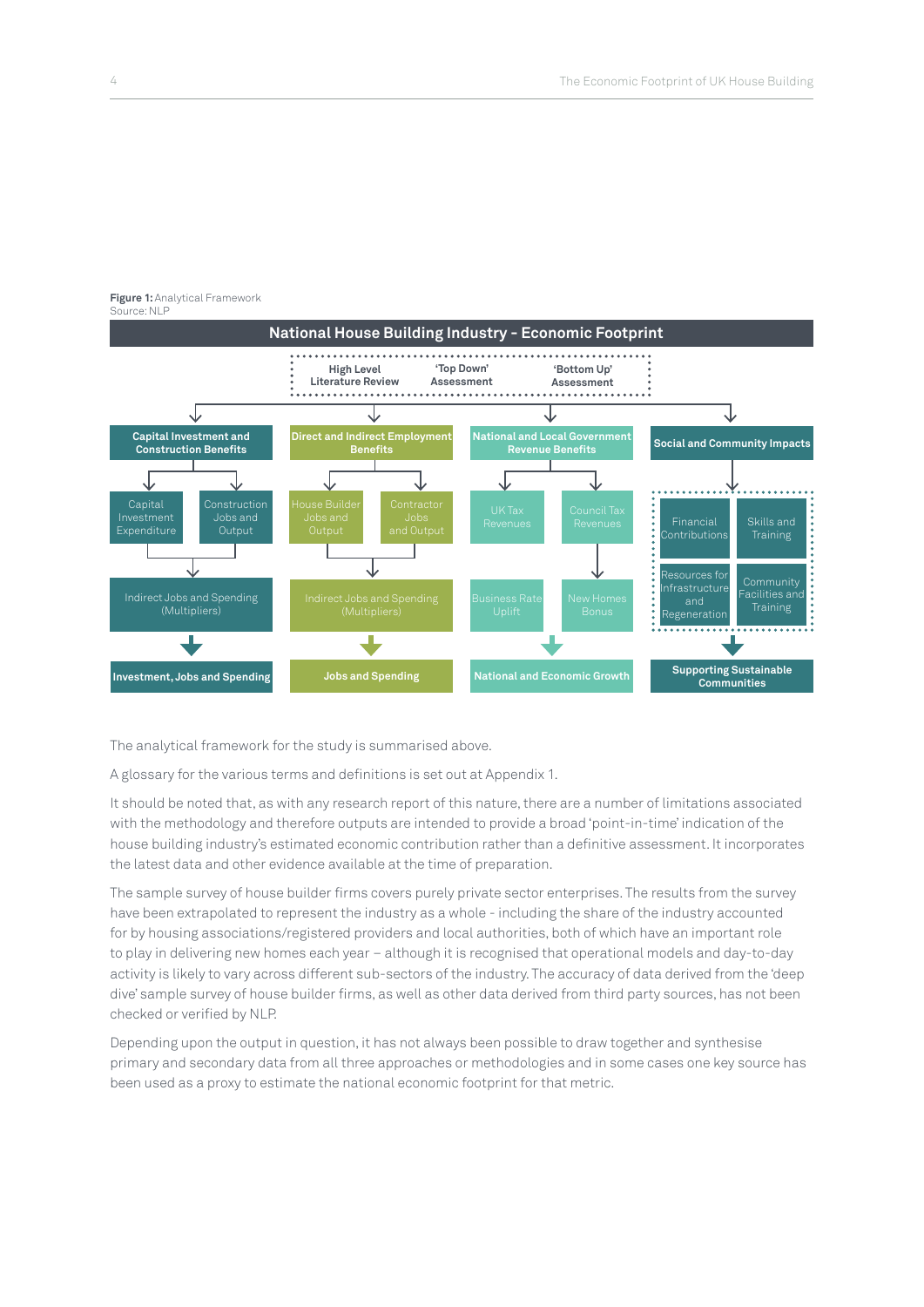**Figure 1:** Analytical Framework
Source: NLP

**National House Building Industry - Economic Footprint**

High Level Literature Review | 'Top Down' Assessment | 'Bottom Up' Assessment

| Capital Investment and Construction Benefits | Direct and Indirect Employment Benefits | National and Local Government Revenue Benefits | Social and Community Impacts |
|---|---|---|---|
| Capital Investment Expenditure; Construction Jobs and Output | House Builder Jobs and Output; Contractor Jobs and Output | UK Tax Revenues; Council Tax Revenues | Financial Contributions; Skills and Training |
| Indirect Jobs and Spending (Multipliers) | Indirect Jobs and Spending (Multipliers) | Business Rate Uplift; New Homes Bonus | Resources for Infrastructure and Regeneration; Community Facilities and Training |
| **Investment, Jobs and Spending** | **Jobs and Spending** | **National and Economic Growth** | **Supporting Sustainable Communities** |

The analytical framework for the study is summarised above.

A glossary for the various terms and definitions is set out at Appendix 1.

It should be noted that, as with any research report of this nature, there are a number of limitations associated with the methodology and therefore outputs are intended to provide a broad 'point-in-time' indication of the house building industry's estimated economic contribution rather than a definitive assessment. It incorporates the latest data and other evidence available at the time of preparation.

The sample survey of house builder firms covers purely private sector enterprises. The results from the survey have been extrapolated to represent the industry as a whole - including the share of the industry accounted for by housing associations/registered providers and local authorities, both of which have an important role to play in delivering new homes each year – although it is recognised that operational models and day-to-day activity is likely to vary across different sub-sectors of the industry. The accuracy of data derived from the 'deep dive' sample survey of house builder firms, as well as other data derived from third party sources, has not been checked or verified by NLP.

Depending upon the output in question, it has not always been possible to draw together and synthesise primary and secondary data from all three approaches or methodologies and in some cases one key source has been used as a proxy to estimate the national economic footprint for that metric.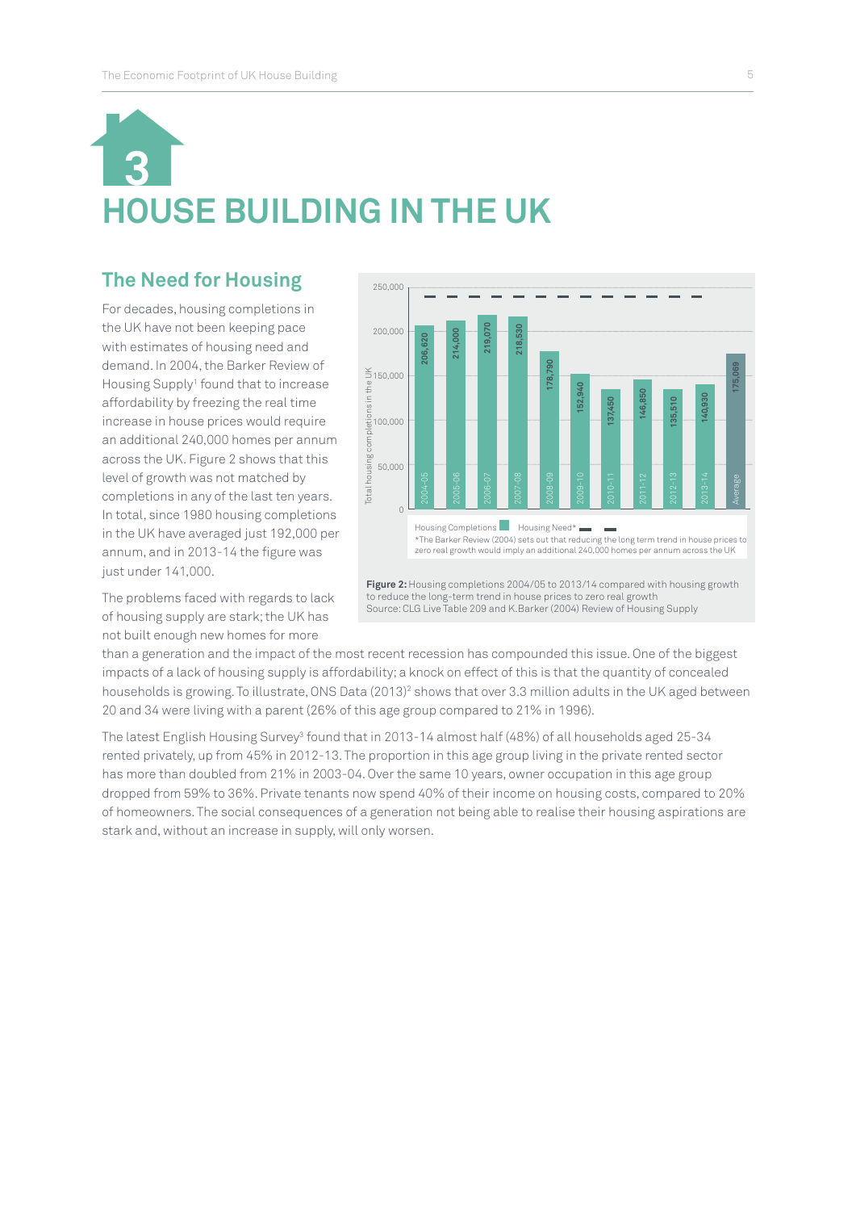# 3

# HOUSE BUILDING IN THE UK

## The Need for Housing

For decades, housing completions in the UK have not been keeping pace with estimates of housing need and demand. In 2004, the Barker Review of Housing Supply[1] found that to increase affordability by freezing the real time increase in house prices would require an additional 240,000 homes per annum across the UK. Figure 2 shows that this level of growth was not matched by completions in any of the last ten years. In total, since 1980 housing completions in the UK have averaged just 192,000 per annum, and in 2013-14 the figure was just under 141,000.

| Year | Total housing completions in the UK |
|---|---|
| 2004-05 | 206,620 |
| 2005-06 | 214,000 |
| 2006-07 | 219,070 |
| 2007-08 | 218,530 |
| 2008-09 | 178,790 |
| 2009-10 | 152,940 |
| 2010-11 | 137,450 |
| 2011-12 | 146,850 |
| 2012-13 | 135,510 |
| 2013-14 | 140,930 |
| Average | 175,069 |

Housing Completions / Housing Need*

*The Barker Review (2004) sets out that reducing the long term trend in house prices to zero real growth would imply an additional 240,000 homes per annum across the UK

**Figure 2:** Housing completions 2004/05 to 2013/14 compared with housing growth to reduce the long-term trend in house prices to zero real growth
Source: CLG Live Table 209 and K.Barker (2004) Review of Housing Supply

The problems faced with regards to lack of housing supply are stark; the UK has not built enough new homes for more than a generation and the impact of the most recent recession has compounded this issue. One of the biggest impacts of a lack of housing supply is affordability; a knock on effect of this is that the quantity of concealed households is growing. To illustrate, ONS Data (2013)[2] shows that over 3.3 million adults in the UK aged between 20 and 34 were living with a parent (26% of this age group compared to 21% in 1996).

The latest English Housing Survey[3] found that in 2013-14 almost half (48%) of all households aged 25-34 rented privately, up from 45% in 2012-13. The proportion in this age group living in the private rented sector has more than doubled from 21% in 2003-04. Over the same 10 years, owner occupation in this age group dropped from 59% to 36%. Private tenants now spend 40% of their income on housing costs, compared to 20% of homeowners. The social consequences of a generation not being able to realise their housing aspirations are stark and, without an increase in supply, will only worsen.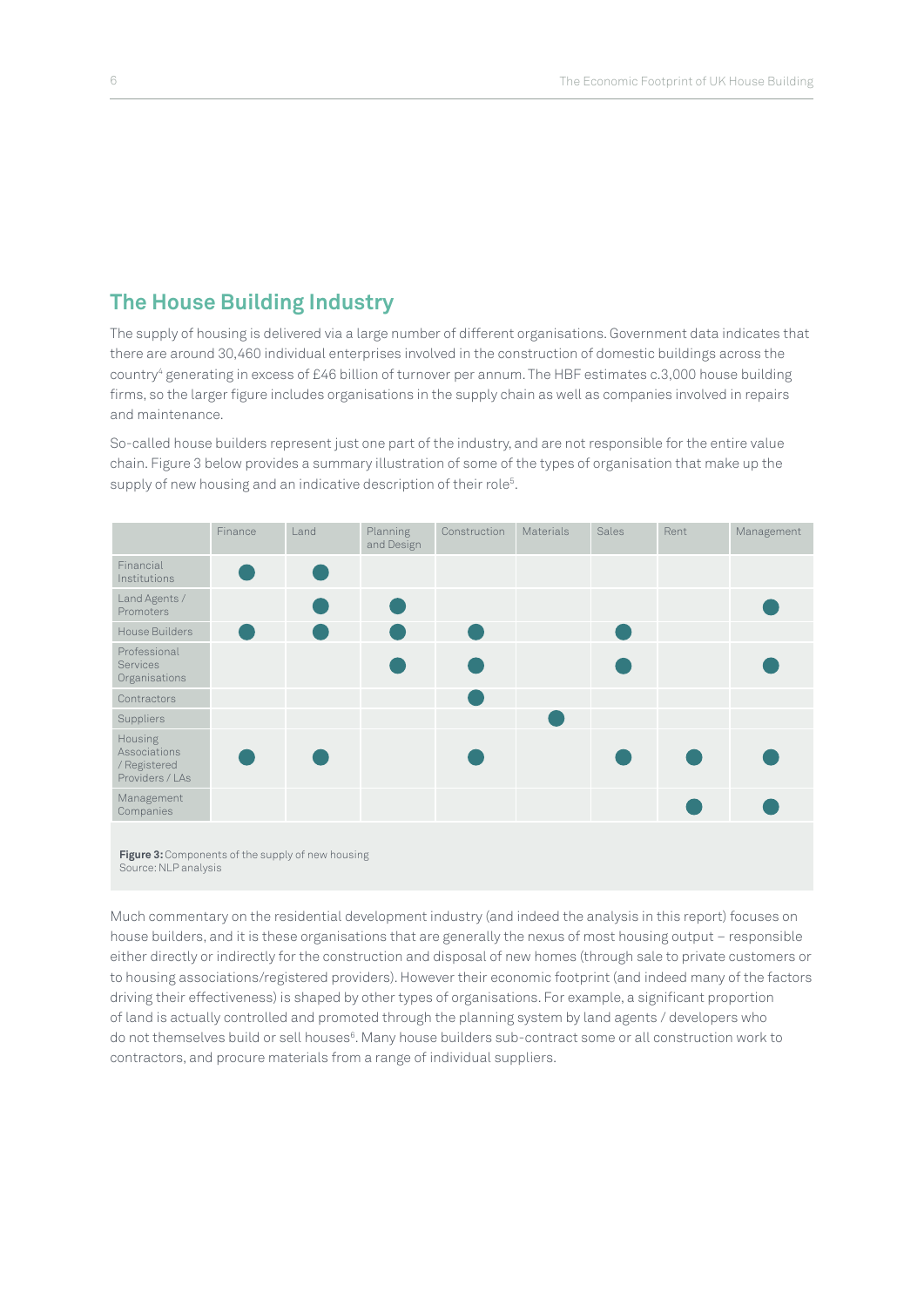## The House Building Industry

The supply of housing is delivered via a large number of different organisations. Government data indicates that there are around 30,460 individual enterprises involved in the construction of domestic buildings across the country[4] generating in excess of £46 billion of turnover per annum. The HBF estimates c.3,000 house building firms, so the larger figure includes organisations in the supply chain as well as companies involved in repairs and maintenance.

So-called house builders represent just one part of the industry, and are not responsible for the entire value chain. Figure 3 below provides a summary illustration of some of the types of organisation that make up the supply of new housing and an indicative description of their role[5].

| | Finance | Land | Planning and Design | Construction | Materials | Sales | Rent | Management |
|---|---|---|---|---|---|---|---|---|
| Financial Institutions | ● | ● | | | | | | |
| Land Agents / Promoters | | ● | ● | | | | | ● |
| House Builders | ● | ● | ● | ● | | ● | | |
| Professional Services Organisations | | | ● | ● | | ● | | ● |
| Contractors | | | | ● | | | | |
| Suppliers | | | | | ● | | | |
| Housing Associations / Registered Providers / LAs | ● | ● | | ● | | ● | ● | ● |
| Management Companies | | | | | | | ● | ● |

**Figure 3:** Components of the supply of new housing
Source: NLP analysis

Much commentary on the residential development industry (and indeed the analysis in this report) focuses on house builders, and it is these organisations that are generally the nexus of most housing output – responsible either directly or indirectly for the construction and disposal of new homes (through sale to private customers or to housing associations/registered providers). However their economic footprint (and indeed many of the factors driving their effectiveness) is shaped by other types of organisations. For example, a significant proportion of land is actually controlled and promoted through the planning system by land agents / developers who do not themselves build or sell houses[6]. Many house builders sub-contract some or all construction work to contractors, and procure materials from a range of individual suppliers.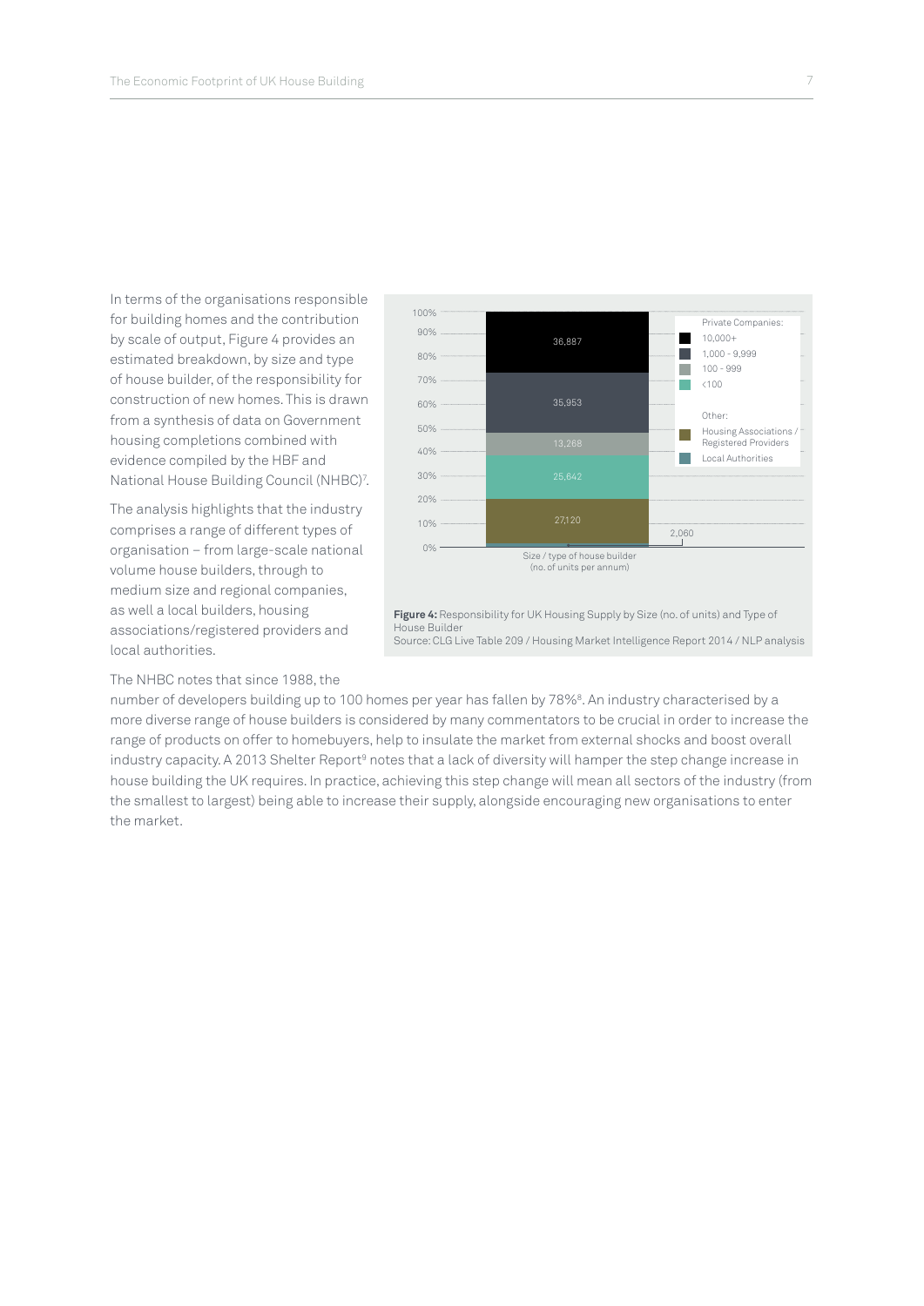In terms of the organisations responsible for building homes and the contribution by scale of output, Figure 4 provides an estimated breakdown, by size and type of house builder, of the responsibility for construction of new homes. This is drawn from a synthesis of data on Government housing completions combined with evidence compiled by the HBF and National House Building Council (NHBC)[7].

The analysis highlights that the industry comprises a range of different types of organisation – from large-scale national volume house builders, through to medium size and regional companies, as well a local builders, housing associations/registered providers and local authorities.

**Figure 4:** Responsibility for UK Housing Supply by Size (no. of units) and Type of House Builder
Source: CLG Live Table 209 / Housing Market Intelligence Report 2014 / NLP analysis

The NHBC notes that since 1988, the number of developers building up to 100 homes per year has fallen by 78%[8]. An industry characterised by a more diverse range of house builders is considered by many commentators to be crucial in order to increase the range of products on offer to homebuyers, help to insulate the market from external shocks and boost overall industry capacity. A 2013 Shelter Report[9] notes that a lack of diversity will hamper the step change increase in house building the UK requires. In practice, achieving this step change will mean all sectors of the industry (from the smallest to largest) being able to increase their supply, alongside encouraging new organisations to enter the market.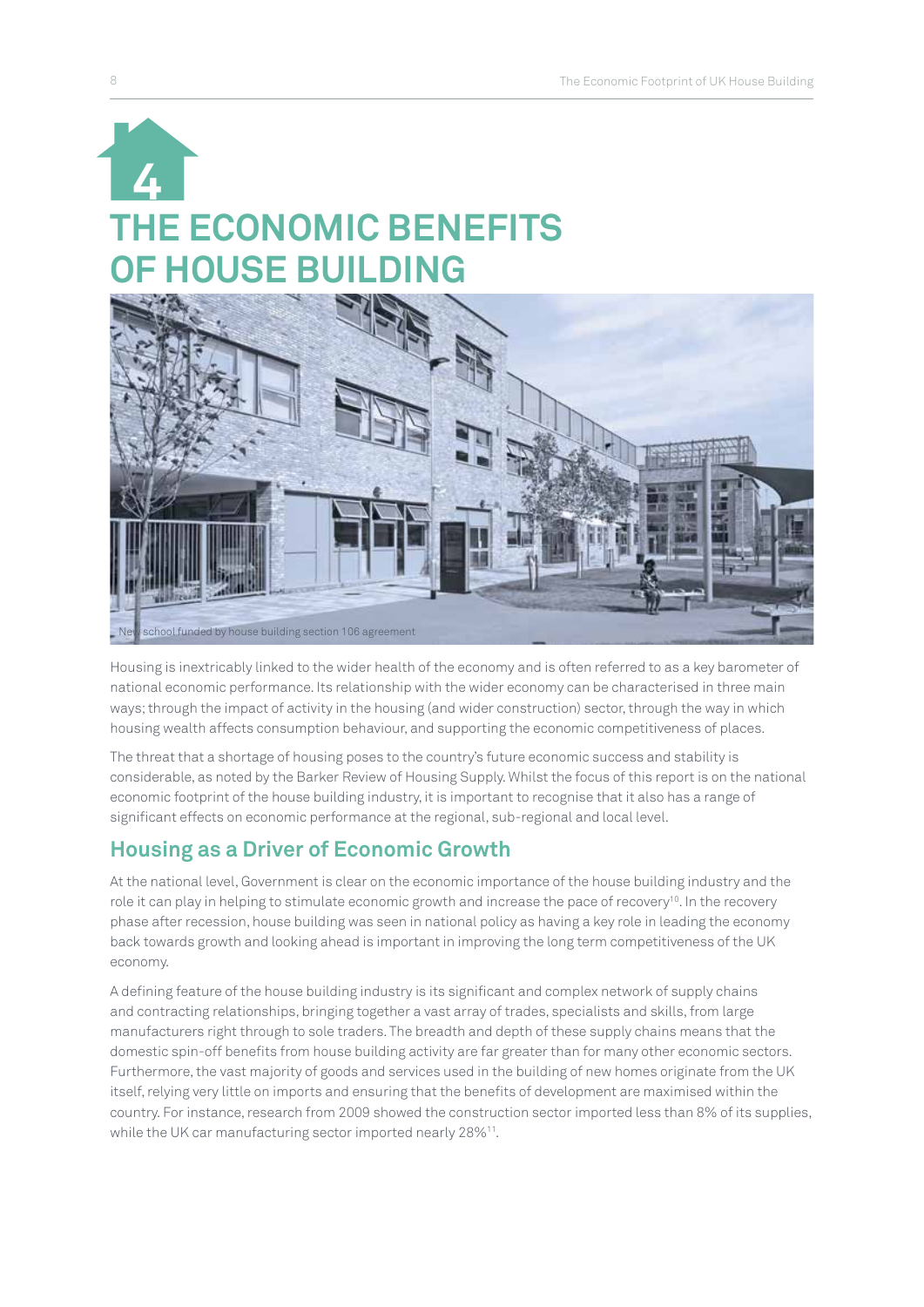# 4 THE ECONOMIC BENEFITS OF HOUSE BUILDING

New school funded by house building section 106 agreement

Housing is inextricably linked to the wider health of the economy and is often referred to as a key barometer of national economic performance. Its relationship with the wider economy can be characterised in three main ways; through the impact of activity in the housing (and wider construction) sector, through the way in which housing wealth affects consumption behaviour, and supporting the economic competitiveness of places.

The threat that a shortage of housing poses to the country's future economic success and stability is considerable, as noted by the Barker Review of Housing Supply. Whilst the focus of this report is on the national economic footprint of the house building industry, it is important to recognise that it also has a range of significant effects on economic performance at the regional, sub-regional and local level.

## Housing as a Driver of Economic Growth

At the national level, Government is clear on the economic importance of the house building industry and the role it can play in helping to stimulate economic growth and increase the pace of recovery[10]. In the recovery phase after recession, house building was seen in national policy as having a key role in leading the economy back towards growth and looking ahead is important in improving the long term competitiveness of the UK economy.

A defining feature of the house building industry is its significant and complex network of supply chains and contracting relationships, bringing together a vast array of trades, specialists and skills, from large manufacturers right through to sole traders. The breadth and depth of these supply chains means that the domestic spin-off benefits from house building activity are far greater than for many other economic sectors. Furthermore, the vast majority of goods and services used in the building of new homes originate from the UK itself, relying very little on imports and ensuring that the benefits of development are maximised within the country. For instance, research from 2009 showed the construction sector imported less than 8% of its supplies, while the UK car manufacturing sector imported nearly 28%[11].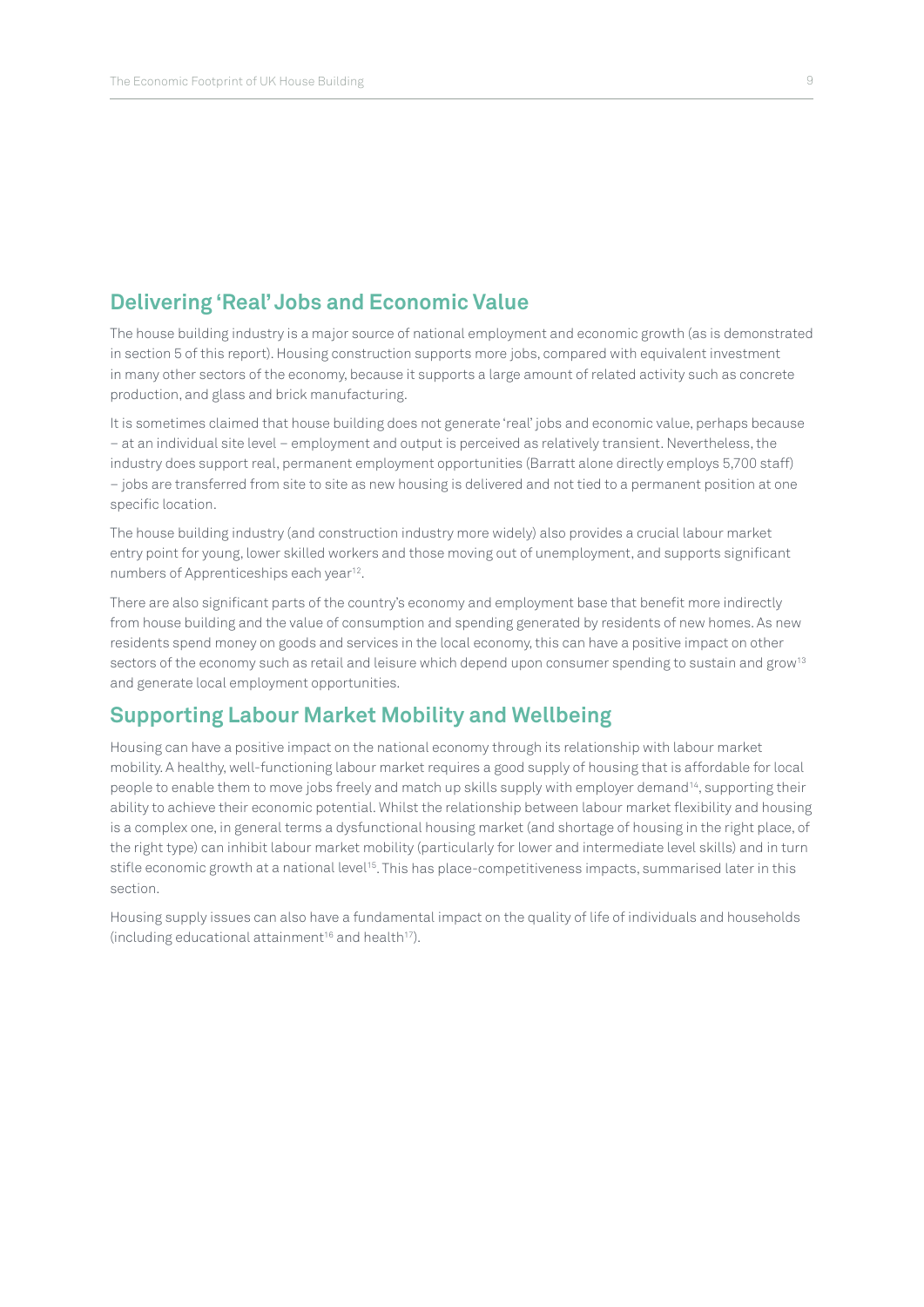## Delivering 'Real' Jobs and Economic Value

The house building industry is a major source of national employment and economic growth (as is demonstrated in section 5 of this report). Housing construction supports more jobs, compared with equivalent investment in many other sectors of the economy, because it supports a large amount of related activity such as concrete production, and glass and brick manufacturing.

It is sometimes claimed that house building does not generate 'real' jobs and economic value, perhaps because – at an individual site level – employment and output is perceived as relatively transient. Nevertheless, the industry does support real, permanent employment opportunities (Barratt alone directly employs 5,700 staff) – jobs are transferred from site to site as new housing is delivered and not tied to a permanent position at one specific location.

The house building industry (and construction industry more widely) also provides a crucial labour market entry point for young, lower skilled workers and those moving out of unemployment, and supports significant numbers of Apprenticeships each year[12].

There are also significant parts of the country's economy and employment base that benefit more indirectly from house building and the value of consumption and spending generated by residents of new homes. As new residents spend money on goods and services in the local economy, this can have a positive impact on other sectors of the economy such as retail and leisure which depend upon consumer spending to sustain and grow[13] and generate local employment opportunities.

## Supporting Labour Market Mobility and Wellbeing

Housing can have a positive impact on the national economy through its relationship with labour market mobility. A healthy, well-functioning labour market requires a good supply of housing that is affordable for local people to enable them to move jobs freely and match up skills supply with employer demand[14], supporting their ability to achieve their economic potential. Whilst the relationship between labour market flexibility and housing is a complex one, in general terms a dysfunctional housing market (and shortage of housing in the right place, of the right type) can inhibit labour market mobility (particularly for lower and intermediate level skills) and in turn stifle economic growth at a national level[15]. This has place-competitiveness impacts, summarised later in this section.

Housing supply issues can also have a fundamental impact on the quality of life of individuals and households (including educational attainment[16] and health[17]).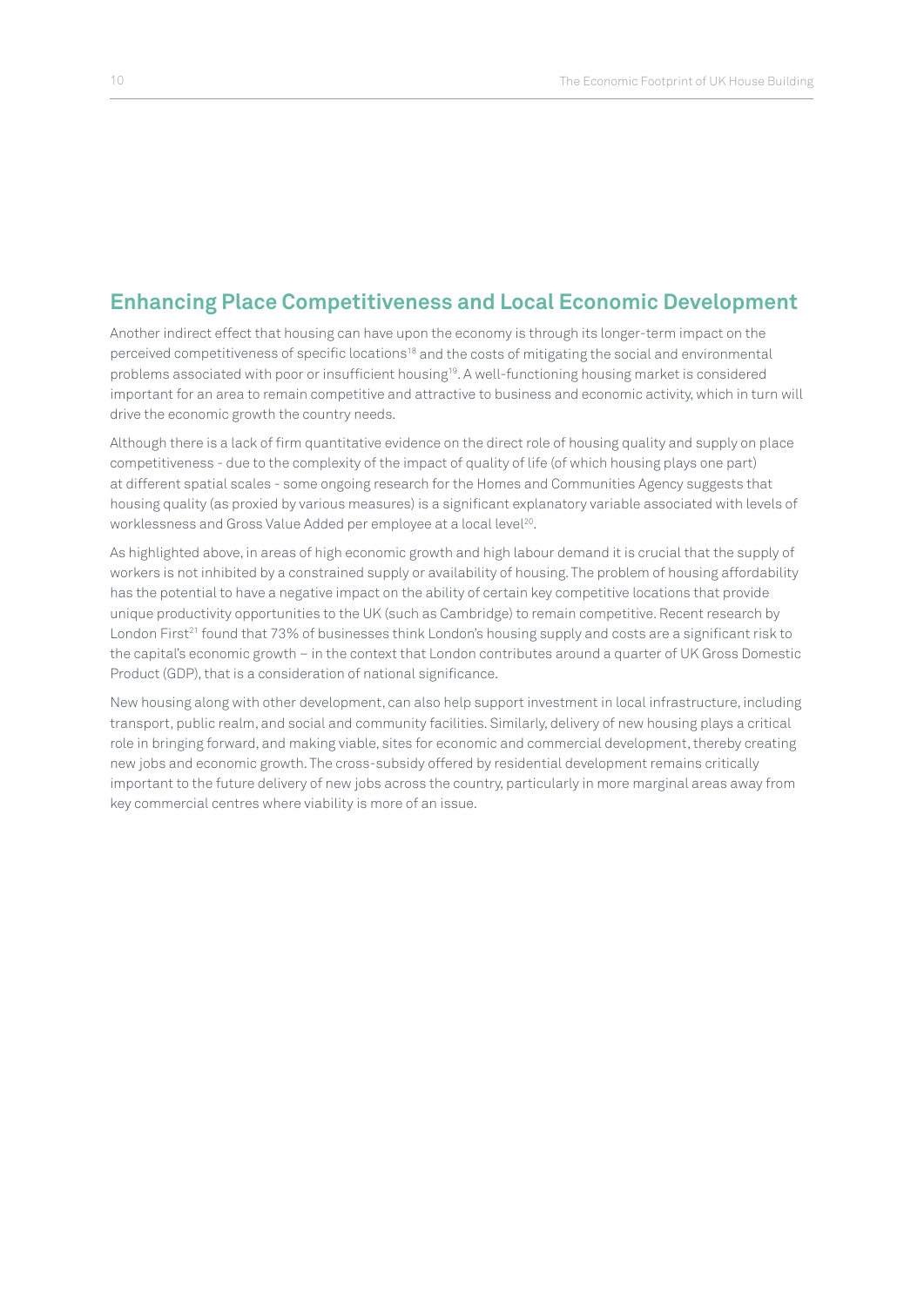## Enhancing Place Competitiveness and Local Economic Development

Another indirect effect that housing can have upon the economy is through its longer-term impact on the perceived competitiveness of specific locations[18] and the costs of mitigating the social and environmental problems associated with poor or insufficient housing[19]. A well-functioning housing market is considered important for an area to remain competitive and attractive to business and economic activity, which in turn will drive the economic growth the country needs.

Although there is a lack of firm quantitative evidence on the direct role of housing quality and supply on place competitiveness - due to the complexity of the impact of quality of life (of which housing plays one part) at different spatial scales - some ongoing research for the Homes and Communities Agency suggests that housing quality (as proxied by various measures) is a significant explanatory variable associated with levels of worklessness and Gross Value Added per employee at a local level[20].

As highlighted above, in areas of high economic growth and high labour demand it is crucial that the supply of workers is not inhibited by a constrained supply or availability of housing. The problem of housing affordability has the potential to have a negative impact on the ability of certain key competitive locations that provide unique productivity opportunities to the UK (such as Cambridge) to remain competitive. Recent research by London First[21] found that 73% of businesses think London's housing supply and costs are a significant risk to the capital's economic growth – in the context that London contributes around a quarter of UK Gross Domestic Product (GDP), that is a consideration of national significance.

New housing along with other development, can also help support investment in local infrastructure, including transport, public realm, and social and community facilities. Similarly, delivery of new housing plays a critical role in bringing forward, and making viable, sites for economic and commercial development, thereby creating new jobs and economic growth. The cross-subsidy offered by residential development remains critically important to the future delivery of new jobs across the country, particularly in more marginal areas away from key commercial centres where viability is more of an issue.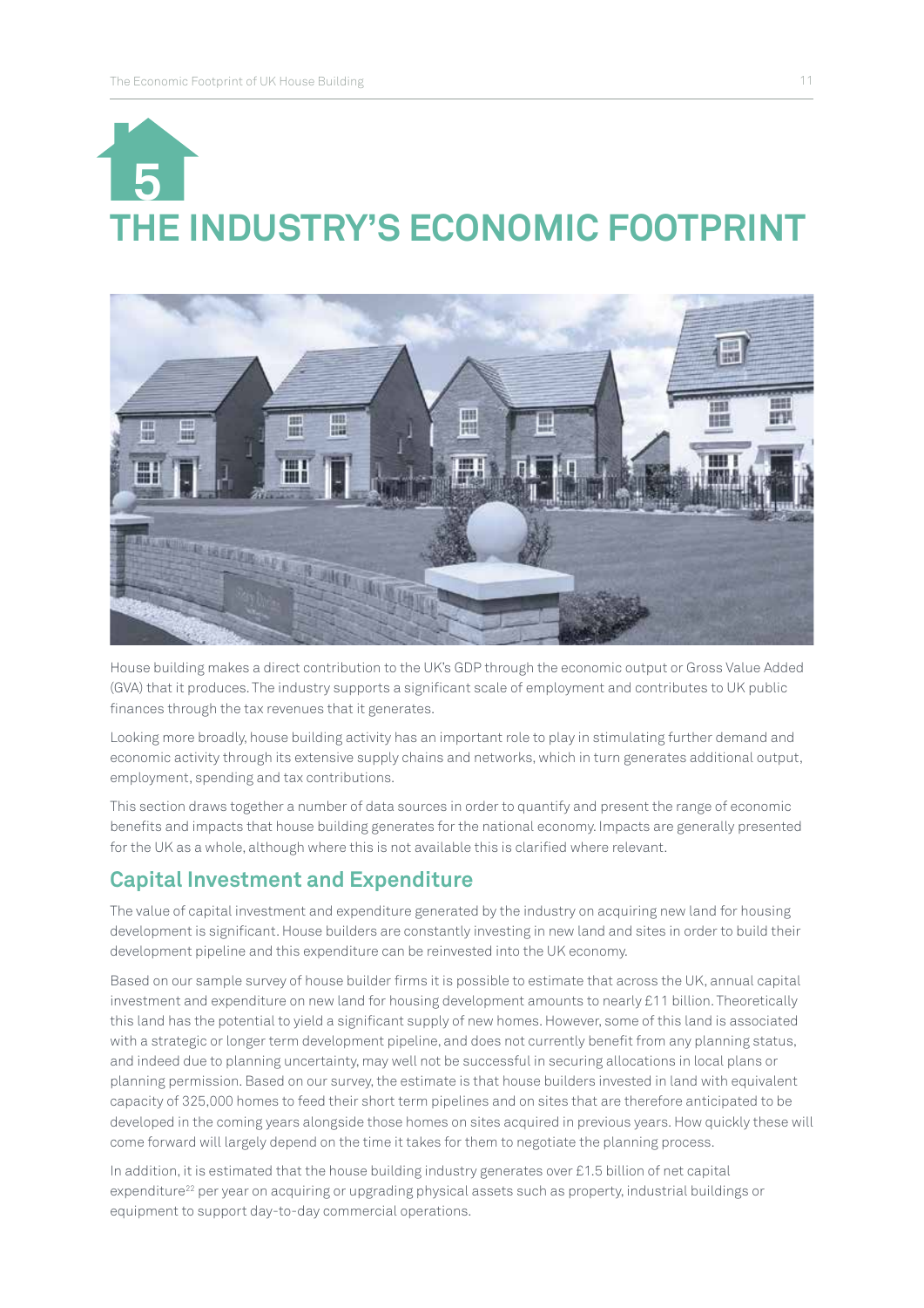# 5

# THE INDUSTRY'S ECONOMIC FOOTPRINT

House building makes a direct contribution to the UK's GDP through the economic output or Gross Value Added (GVA) that it produces. The industry supports a significant scale of employment and contributes to UK public finances through the tax revenues that it generates.

Looking more broadly, house building activity has an important role to play in stimulating further demand and economic activity through its extensive supply chains and networks, which in turn generates additional output, employment, spending and tax contributions.

This section draws together a number of data sources in order to quantify and present the range of economic benefits and impacts that house building generates for the national economy. Impacts are generally presented for the UK as a whole, although where this is not available this is clarified where relevant.

## Capital Investment and Expenditure

The value of capital investment and expenditure generated by the industry on acquiring new land for housing development is significant. House builders are constantly investing in new land and sites in order to build their development pipeline and this expenditure can be reinvested into the UK economy.

Based on our sample survey of house builder firms it is possible to estimate that across the UK, annual capital investment and expenditure on new land for housing development amounts to nearly £11 billion. Theoretically this land has the potential to yield a significant supply of new homes. However, some of this land is associated with a strategic or longer term development pipeline, and does not currently benefit from any planning status, and indeed due to planning uncertainty, may well not be successful in securing allocations in local plans or planning permission. Based on our survey, the estimate is that house builders invested in land with equivalent capacity of 325,000 homes to feed their short term pipelines and on sites that are therefore anticipated to be developed in the coming years alongside those homes on sites acquired in previous years. How quickly these will come forward will largely depend on the time it takes for them to negotiate the planning process.

In addition, it is estimated that the house building industry generates over £1.5 billion of net capital expenditure[22] per year on acquiring or upgrading physical assets such as property, industrial buildings or equipment to support day-to-day commercial operations.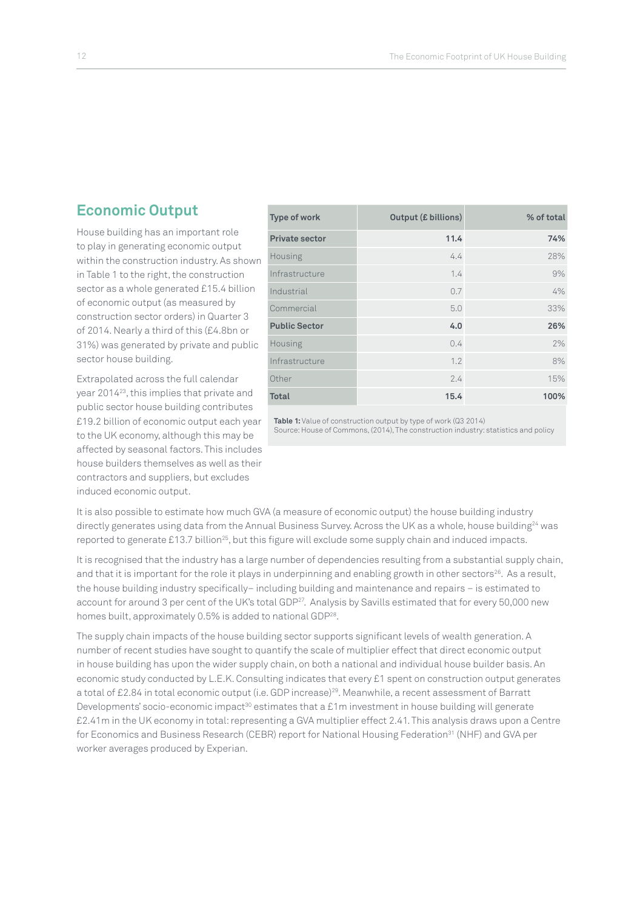## Economic Output

House building has an important role to play in generating economic output within the construction industry. As shown in Table 1 to the right, the construction sector as a whole generated £15.4 billion of economic output (as measured by construction sector orders) in Quarter 3 of 2014. Nearly a third of this (£4.8bn or 31%) was generated by private and public sector house building.

Extrapolated across the full calendar year 2014[23], this implies that private and public sector house building contributes £19.2 billion of economic output each year to the UK economy, although this may be affected by seasonal factors. This includes house builders themselves as well as their contractors and suppliers, but excludes induced economic output.

| Type of work | Output (£ billions) | % of total |
|---|---|---|
| **Private sector** | **11.4** | **74%** |
| Housing | 4.4 | 28% |
| Infrastructure | 1.4 | 9% |
| Industrial | 0.7 | 4% |
| Commercial | 5.0 | 33% |
| **Public Sector** | **4.0** | **26%** |
| Housing | 0.4 | 2% |
| Infrastructure | 1.2 | 8% |
| Other | 2.4 | 15% |
| **Total** | **15.4** | **100%** |

**Table 1:** Value of construction output by type of work (Q3 2014)
Source: House of Commons, (2014), The construction industry: statistics and policy

It is also possible to estimate how much GVA (a measure of economic output) the house building industry directly generates using data from the Annual Business Survey. Across the UK as a whole, house building[24] was reported to generate £13.7 billion[25], but this figure will exclude some supply chain and induced impacts.

It is recognised that the industry has a large number of dependencies resulting from a substantial supply chain, and that it is important for the role it plays in underpinning and enabling growth in other sectors[26]. As a result, the house building industry specifically– including building and maintenance and repairs – is estimated to account for around 3 per cent of the UK's total GDP[27]. Analysis by Savills estimated that for every 50,000 new homes built, approximately 0.5% is added to national GDP[28].

The supply chain impacts of the house building sector supports significant levels of wealth generation. A number of recent studies have sought to quantify the scale of multiplier effect that direct economic output in house building has upon the wider supply chain, on both a national and individual house builder basis. An economic study conducted by L.E.K. Consulting indicates that every £1 spent on construction output generates a total of £2.84 in total economic output (i.e. GDP increase)[29]. Meanwhile, a recent assessment of Barratt Developments' socio-economic impact[30] estimates that a £1m investment in house building will generate £2.41m in the UK economy in total: representing a GVA multiplier effect 2.41. This analysis draws upon a Centre for Economics and Business Research (CEBR) report for National Housing Federation[31] (NHF) and GVA per worker averages produced by Experian.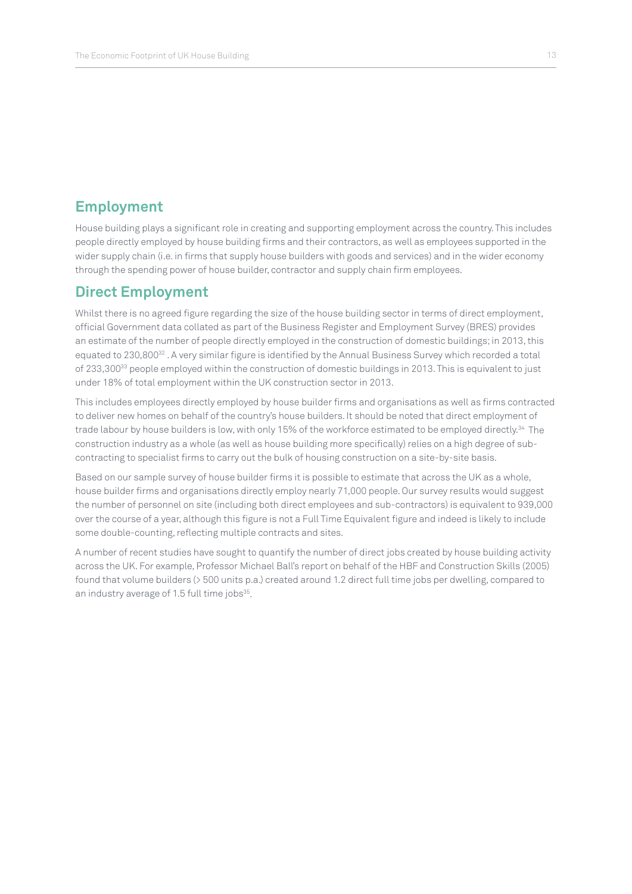## Employment

House building plays a significant role in creating and supporting employment across the country. This includes people directly employed by house building firms and their contractors, as well as employees supported in the wider supply chain (i.e. in firms that supply house builders with goods and services) and in the wider economy through the spending power of house builder, contractor and supply chain firm employees.

## Direct Employment

Whilst there is no agreed figure regarding the size of the house building sector in terms of direct employment, official Government data collated as part of the Business Register and Employment Survey (BRES) provides an estimate of the number of people directly employed in the construction of domestic buildings; in 2013, this equated to 230,800[32] . A very similar figure is identified by the Annual Business Survey which recorded a total of 233,300[33] people employed within the construction of domestic buildings in 2013. This is equivalent to just under 18% of total employment within the UK construction sector in 2013.

This includes employees directly employed by house builder firms and organisations as well as firms contracted to deliver new homes on behalf of the country's house builders. It should be noted that direct employment of trade labour by house builders is low, with only 15% of the workforce estimated to be employed directly.[34] The construction industry as a whole (as well as house building more specifically) relies on a high degree of sub-contracting to specialist firms to carry out the bulk of housing construction on a site-by-site basis.

Based on our sample survey of house builder firms it is possible to estimate that across the UK as a whole, house builder firms and organisations directly employ nearly 71,000 people. Our survey results would suggest the number of personnel on site (including both direct employees and sub-contractors) is equivalent to 939,000 over the course of a year, although this figure is not a Full Time Equivalent figure and indeed is likely to include some double-counting, reflecting multiple contracts and sites.

A number of recent studies have sought to quantify the number of direct jobs created by house building activity across the UK. For example, Professor Michael Ball's report on behalf of the HBF and Construction Skills (2005) found that volume builders (> 500 units p.a.) created around 1.2 direct full time jobs per dwelling, compared to an industry average of 1.5 full time jobs[35].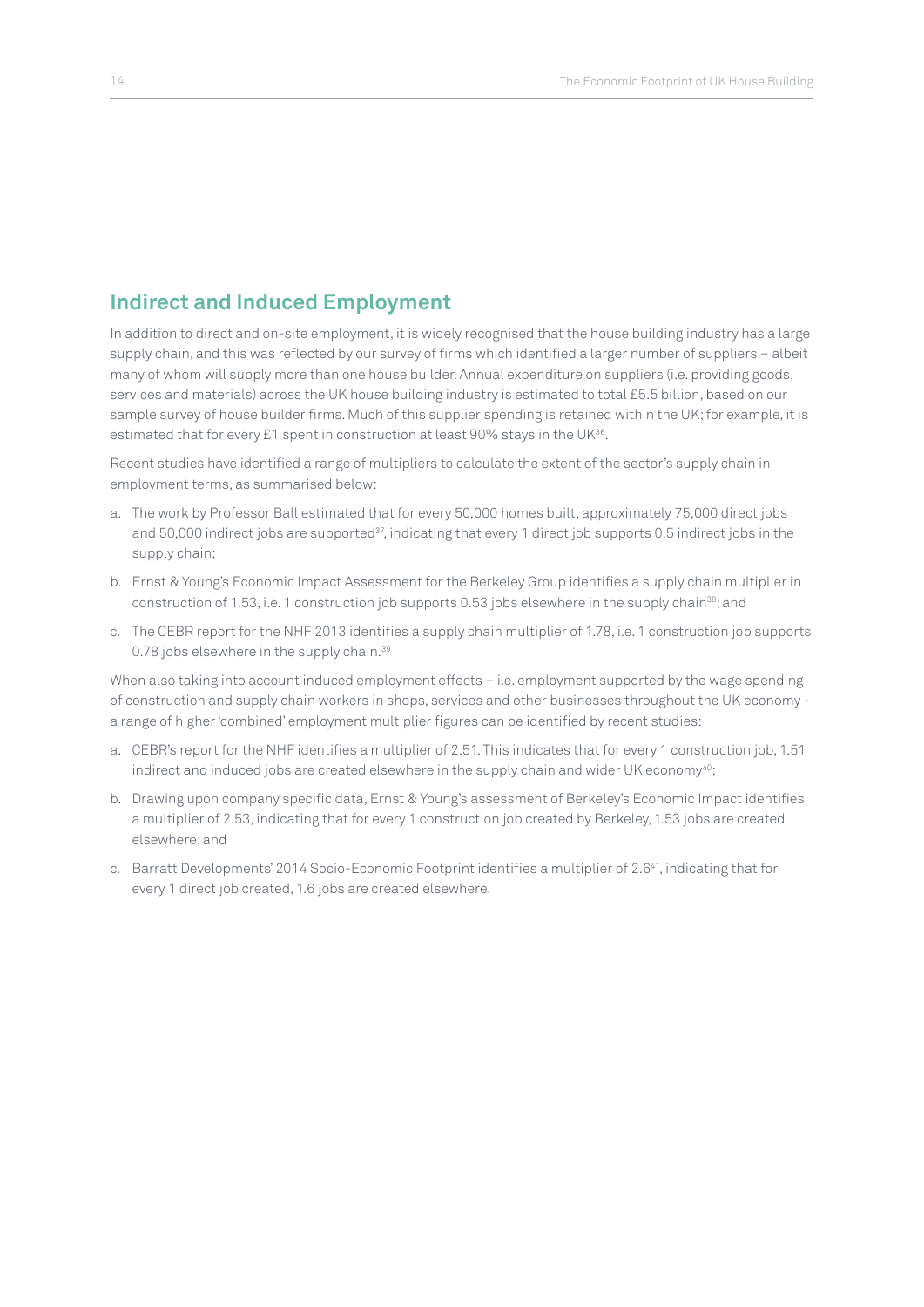## Indirect and Induced Employment

In addition to direct and on-site employment, it is widely recognised that the house building industry has a large supply chain, and this was reflected by our survey of firms which identified a larger number of suppliers – albeit many of whom will supply more than one house builder. Annual expenditure on suppliers (i.e. providing goods, services and materials) across the UK house building industry is estimated to total £5.5 billion, based on our sample survey of house builder firms. Much of this supplier spending is retained within the UK; for example, it is estimated that for every £1 spent in construction at least 90% stays in the UK[36].

Recent studies have identified a range of multipliers to calculate the extent of the sector's supply chain in employment terms, as summarised below:

a. The work by Professor Ball estimated that for every 50,000 homes built, approximately 75,000 direct jobs and 50,000 indirect jobs are supported[37], indicating that every 1 direct job supports 0.5 indirect jobs in the supply chain;

b. Ernst & Young's Economic Impact Assessment for the Berkeley Group identifies a supply chain multiplier in construction of 1.53, i.e. 1 construction job supports 0.53 jobs elsewhere in the supply chain[38]; and

c. The CEBR report for the NHF 2013 identifies a supply chain multiplier of 1.78, i.e. 1 construction job supports 0.78 jobs elsewhere in the supply chain.[39]

When also taking into account induced employment effects – i.e. employment supported by the wage spending of construction and supply chain workers in shops, services and other businesses throughout the UK economy - a range of higher 'combined' employment multiplier figures can be identified by recent studies:

a. CEBR's report for the NHF identifies a multiplier of 2.51. This indicates that for every 1 construction job, 1.51 indirect and induced jobs are created elsewhere in the supply chain and wider UK economy[40];

b. Drawing upon company specific data, Ernst & Young's assessment of Berkeley's Economic Impact identifies a multiplier of 2.53, indicating that for every 1 construction job created by Berkeley, 1.53 jobs are created elsewhere; and

c. Barratt Developments' 2014 Socio-Economic Footprint identifies a multiplier of 2.6[41], indicating that for every 1 direct job created, 1.6 jobs are created elsewhere.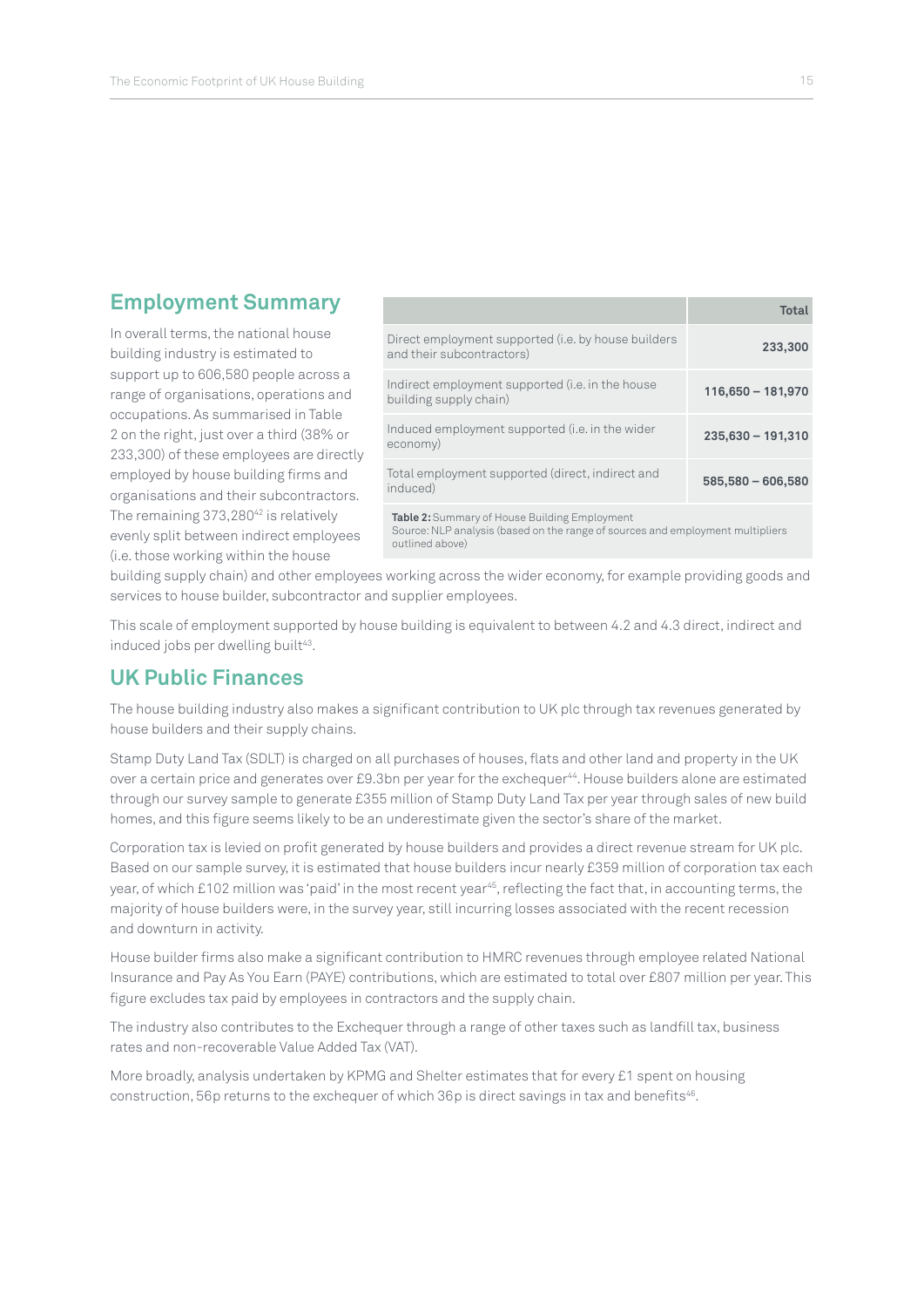## Employment Summary

In overall terms, the national house building industry is estimated to support up to 606,580 people across a range of organisations, operations and occupations. As summarised in Table 2 on the right, just over a third (38% or 233,300) of these employees are directly employed by house building firms and organisations and their subcontractors. The remaining 373,280[42] is relatively evenly split between indirect employees (i.e. those working within the house building supply chain) and other employees working across the wider economy, for example providing goods and services to house builder, subcontractor and supplier employees.

| | Total |
|---|---|
| Direct employment supported (i.e. by house builders and their subcontractors) | **233,300** |
| Indirect employment supported (i.e. in the house building supply chain) | **116,650 – 181,970** |
| Induced employment supported (i.e. in the wider economy) | **235,630 – 191,310** |
| Total employment supported (direct, indirect and induced) | **585,580 – 606,580** |

**Table 2:** Summary of House Building Employment
Source: NLP analysis (based on the range of sources and employment multipliers outlined above)

This scale of employment supported by house building is equivalent to between 4.2 and 4.3 direct, indirect and induced jobs per dwelling built[43].

## UK Public Finances

The house building industry also makes a significant contribution to UK plc through tax revenues generated by house builders and their supply chains.

Stamp Duty Land Tax (SDLT) is charged on all purchases of houses, flats and other land and property in the UK over a certain price and generates over £9.3bn per year for the exchequer[44]. House builders alone are estimated through our survey sample to generate £355 million of Stamp Duty Land Tax per year through sales of new build homes, and this figure seems likely to be an underestimate given the sector's share of the market.

Corporation tax is levied on profit generated by house builders and provides a direct revenue stream for UK plc. Based on our sample survey, it is estimated that house builders incur nearly £359 million of corporation tax each year, of which £102 million was 'paid' in the most recent year[45], reflecting the fact that, in accounting terms, the majority of house builders were, in the survey year, still incurring losses associated with the recent recession and downturn in activity.

House builder firms also make a significant contribution to HMRC revenues through employee related National Insurance and Pay As You Earn (PAYE) contributions, which are estimated to total over £807 million per year. This figure excludes tax paid by employees in contractors and the supply chain.

The industry also contributes to the Exchequer through a range of other taxes such as landfill tax, business rates and non-recoverable Value Added Tax (VAT).

More broadly, analysis undertaken by KPMG and Shelter estimates that for every £1 spent on housing construction, 56p returns to the exchequer of which 36p is direct savings in tax and benefits[46].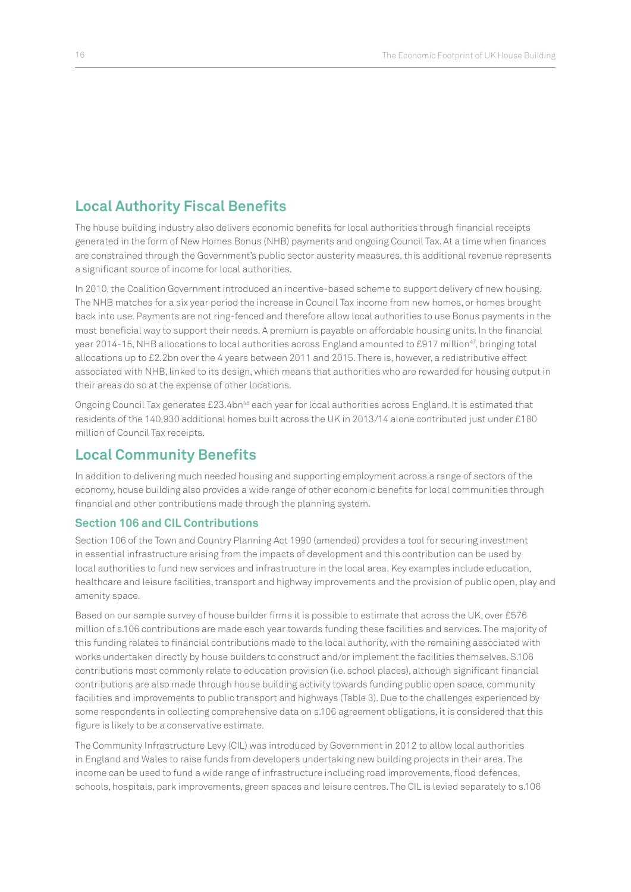## Local Authority Fiscal Benefits

The house building industry also delivers economic benefits for local authorities through financial receipts generated in the form of New Homes Bonus (NHB) payments and ongoing Council Tax. At a time when finances are constrained through the Government's public sector austerity measures, this additional revenue represents a significant source of income for local authorities.

In 2010, the Coalition Government introduced an incentive-based scheme to support delivery of new housing. The NHB matches for a six year period the increase in Council Tax income from new homes, or homes brought back into use. Payments are not ring-fenced and therefore allow local authorities to use Bonus payments in the most beneficial way to support their needs. A premium is payable on affordable housing units. In the financial year 2014-15, NHB allocations to local authorities across England amounted to £917 million[47], bringing total allocations up to £2.2bn over the 4 years between 2011 and 2015. There is, however, a redistributive effect associated with NHB, linked to its design, which means that authorities who are rewarded for housing output in their areas do so at the expense of other locations.

Ongoing Council Tax generates £23.4bn[48] each year for local authorities across England. It is estimated that residents of the 140,930 additional homes built across the UK in 2013/14 alone contributed just under £180 million of Council Tax receipts.

## Local Community Benefits

In addition to delivering much needed housing and supporting employment across a range of sectors of the economy, house building also provides a wide range of other economic benefits for local communities through financial and other contributions made through the planning system.

### Section 106 and CIL Contributions

Section 106 of the Town and Country Planning Act 1990 (amended) provides a tool for securing investment in essential infrastructure arising from the impacts of development and this contribution can be used by local authorities to fund new services and infrastructure in the local area. Key examples include education, healthcare and leisure facilities, transport and highway improvements and the provision of public open, play and amenity space.

Based on our sample survey of house builder firms it is possible to estimate that across the UK, over £576 million of s.106 contributions are made each year towards funding these facilities and services. The majority of this funding relates to financial contributions made to the local authority, with the remaining associated with works undertaken directly by house builders to construct and/or implement the facilities themselves. S.106 contributions most commonly relate to education provision (i.e. school places), although significant financial contributions are also made through house building activity towards funding public open space, community facilities and improvements to public transport and highways (Table 3). Due to the challenges experienced by some respondents in collecting comprehensive data on s.106 agreement obligations, it is considered that this figure is likely to be a conservative estimate.

The Community Infrastructure Levy (CIL) was introduced by Government in 2012 to allow local authorities in England and Wales to raise funds from developers undertaking new building projects in their area. The income can be used to fund a wide range of infrastructure including road improvements, flood defences, schools, hospitals, park improvements, green spaces and leisure centres. The CIL is levied separately to s.106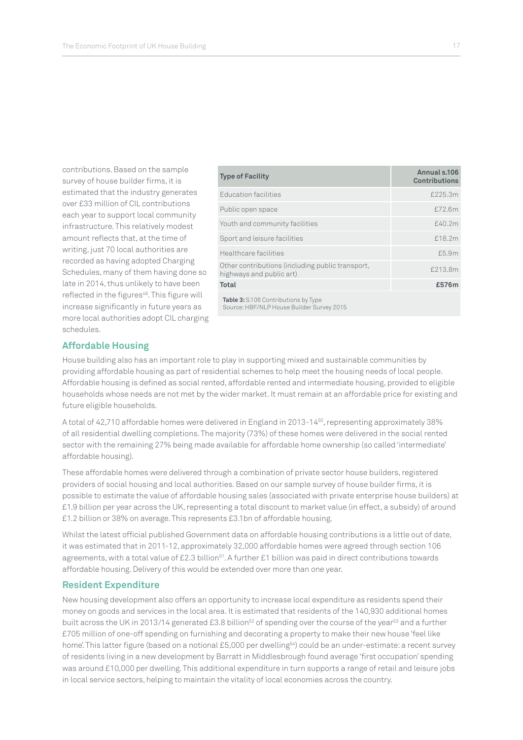contributions. Based on the sample survey of house builder firms, it is estimated that the industry generates over £33 million of CIL contributions each year to support local community infrastructure. This relatively modest amount reflects that, at the time of writing, just 70 local authorities are recorded as having adopted Charging Schedules, many of them having done so late in 2014, thus unlikely to have been reflected in the figures[49]. This figure will increase significantly in future years as more local authorities adopt CIL charging schedules.

| Type of Facility | Annual s.106 Contributions |
|---|---|
| Education facilities | £225.3m |
| Public open space | £72.6m |
| Youth and community facilities | £40.2m |
| Sport and leisure facilities | £18.2m |
| Healthcare facilities | £5.9m |
| Other contributions (including public transport, highways and public art) | £213.8m |
| **Total** | **£576m** |

**Table 3:** S.106 Contributions by Type
Source: HBF/NLP House Builder Survey 2015

## Affordable Housing

House building also has an important role to play in supporting mixed and sustainable communities by providing affordable housing as part of residential schemes to help meet the housing needs of local people. Affordable housing is defined as social rented, affordable rented and intermediate housing, provided to eligible households whose needs are not met by the wider market. It must remain at an affordable price for existing and future eligible households.

A total of 42,710 affordable homes were delivered in England in 2013-14[50], representing approximately 38% of all residential dwelling completions. The majority (73%) of these homes were delivered in the social rented sector with the remaining 27% being made available for affordable home ownership (so called 'intermediate' affordable housing).

These affordable homes were delivered through a combination of private sector house builders, registered providers of social housing and local authorities. Based on our sample survey of house builder firms, it is possible to estimate the value of affordable housing sales (associated with private enterprise house builders) at £1.9 billion per year across the UK, representing a total discount to market value (in effect, a subsidy) of around £1.2 billion or 38% on average. This represents £3.1bn of affordable housing.

Whilst the latest official published Government data on affordable housing contributions is a little out of date, it was estimated that in 2011-12, approximately 32,000 affordable homes were agreed through section 106 agreements, with a total value of £2.3 billion[51]. A further £1 billion was paid in direct contributions towards affordable housing. Delivery of this would be extended over more than one year.

## Resident Expenditure

New housing development also offers an opportunity to increase local expenditure as residents spend their money on goods and services in the local area. It is estimated that residents of the 140,930 additional homes built across the UK in 2013/14 generated £3.8 billion[52] of spending over the course of the year[53] and a further £705 million of one-off spending on furnishing and decorating a property to make their new house 'feel like home'. This latter figure (based on a notional £5,000 per dwelling[54]) could be an under-estimate: a recent survey of residents living in a new development by Barratt in Middlesbrough found average 'first occupation' spending was around £10,000 per dwelling. This additional expenditure in turn supports a range of retail and leisure jobs in local service sectors, helping to maintain the vitality of local economies across the country.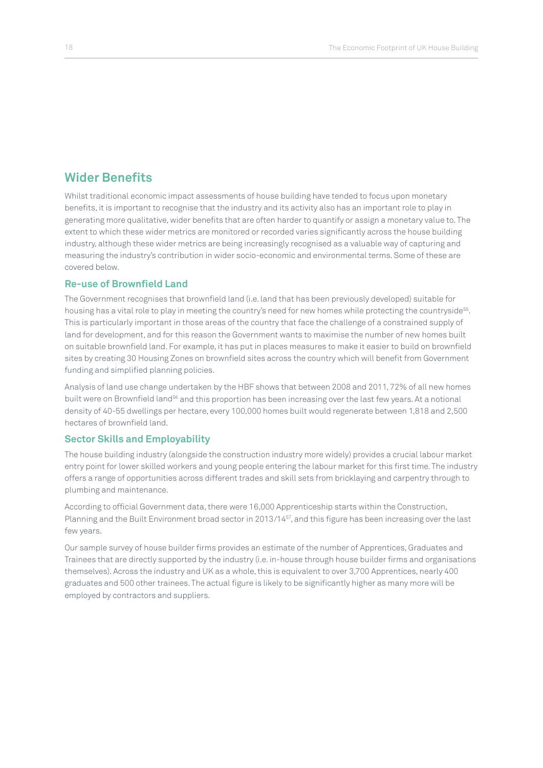## Wider Benefits

Whilst traditional economic impact assessments of house building have tended to focus upon monetary benefits, it is important to recognise that the industry and its activity also has an important role to play in generating more qualitative, wider benefits that are often harder to quantify or assign a monetary value to. The extent to which these wider metrics are monitored or recorded varies significantly across the house building industry, although these wider metrics are being increasingly recognised as a valuable way of capturing and measuring the industry's contribution in wider socio-economic and environmental terms. Some of these are covered below.

### Re-use of Brownfield Land

The Government recognises that brownfield land (i.e. land that has been previously developed) suitable for housing has a vital role to play in meeting the country's need for new homes while protecting the countryside[55]. This is particularly important in those areas of the country that face the challenge of a constrained supply of land for development, and for this reason the Government wants to maximise the number of new homes built on suitable brownfield land. For example, it has put in places measures to make it easier to build on brownfield sites by creating 30 Housing Zones on brownfield sites across the country which will benefit from Government funding and simplified planning policies.

Analysis of land use change undertaken by the HBF shows that between 2008 and 2011, 72% of all new homes built were on Brownfield land[56] and this proportion has been increasing over the last few years. At a notional density of 40-55 dwellings per hectare, every 100,000 homes built would regenerate between 1,818 and 2,500 hectares of brownfield land.

### Sector Skills and Employability

The house building industry (alongside the construction industry more widely) provides a crucial labour market entry point for lower skilled workers and young people entering the labour market for this first time. The industry offers a range of opportunities across different trades and skill sets from bricklaying and carpentry through to plumbing and maintenance.

According to official Government data, there were 16,000 Apprenticeship starts within the Construction, Planning and the Built Environment broad sector in 2013/14[57], and this figure has been increasing over the last few years.

Our sample survey of house builder firms provides an estimate of the number of Apprentices, Graduates and Trainees that are directly supported by the industry (i.e. in-house through house builder firms and organisations themselves). Across the industry and UK as a whole, this is equivalent to over 3,700 Apprentices, nearly 400 graduates and 500 other trainees. The actual figure is likely to be significantly higher as many more will be employed by contractors and suppliers.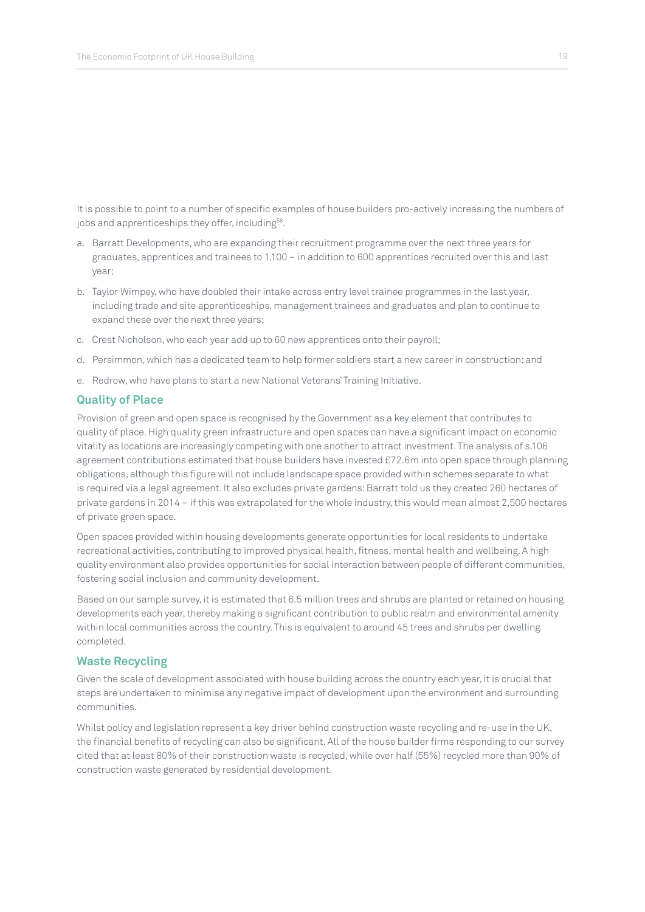It is possible to point to a number of specific examples of house builders pro-actively increasing the numbers of jobs and apprenticeships they offer, including[58].

a. Barratt Developments, who are expanding their recruitment programme over the next three years for graduates, apprentices and trainees to 1,100 – in addition to 600 apprentices recruited over this and last year;

b. Taylor Wimpey, who have doubled their intake across entry level trainee programmes in the last year, including trade and site apprenticeships, management trainees and graduates and plan to continue to expand these over the next three years;

c. Crest Nicholson, who each year add up to 60 new apprentices onto their payroll;

d. Persimmon, which has a dedicated team to help former soldiers start a new career in construction; and

e. Redrow, who have plans to start a new National Veterans' Training Initiative.

## Quality of Place

Provision of green and open space is recognised by the Government as a key element that contributes to quality of place. High quality green infrastructure and open spaces can have a significant impact on economic vitality as locations are increasingly competing with one another to attract investment. The analysis of s.106 agreement contributions estimated that house builders have invested £72.6m into open space through planning obligations, although this figure will not include landscape space provided within schemes separate to what is required via a legal agreement. It also excludes private gardens: Barratt told us they created 260 hectares of private gardens in 2014 – if this was extrapolated for the whole industry, this would mean almost 2,500 hectares of private green space.

Open spaces provided within housing developments generate opportunities for local residents to undertake recreational activities, contributing to improved physical health, fitness, mental health and wellbeing. A high quality environment also provides opportunities for social interaction between people of different communities, fostering social inclusion and community development.

Based on our sample survey, it is estimated that 6.5 million trees and shrubs are planted or retained on housing developments each year, thereby making a significant contribution to public realm and environmental amenity within local communities across the country. This is equivalent to around 45 trees and shrubs per dwelling completed.

## Waste Recycling

Given the scale of development associated with house building across the country each year, it is crucial that steps are undertaken to minimise any negative impact of development upon the environment and surrounding communities.

Whilst policy and legislation represent a key driver behind construction waste recycling and re-use in the UK, the financial benefits of recycling can also be significant. All of the house builder firms responding to our survey cited that at least 80% of their construction waste is recycled, while over half (55%) recycled more than 90% of construction waste generated by residential development.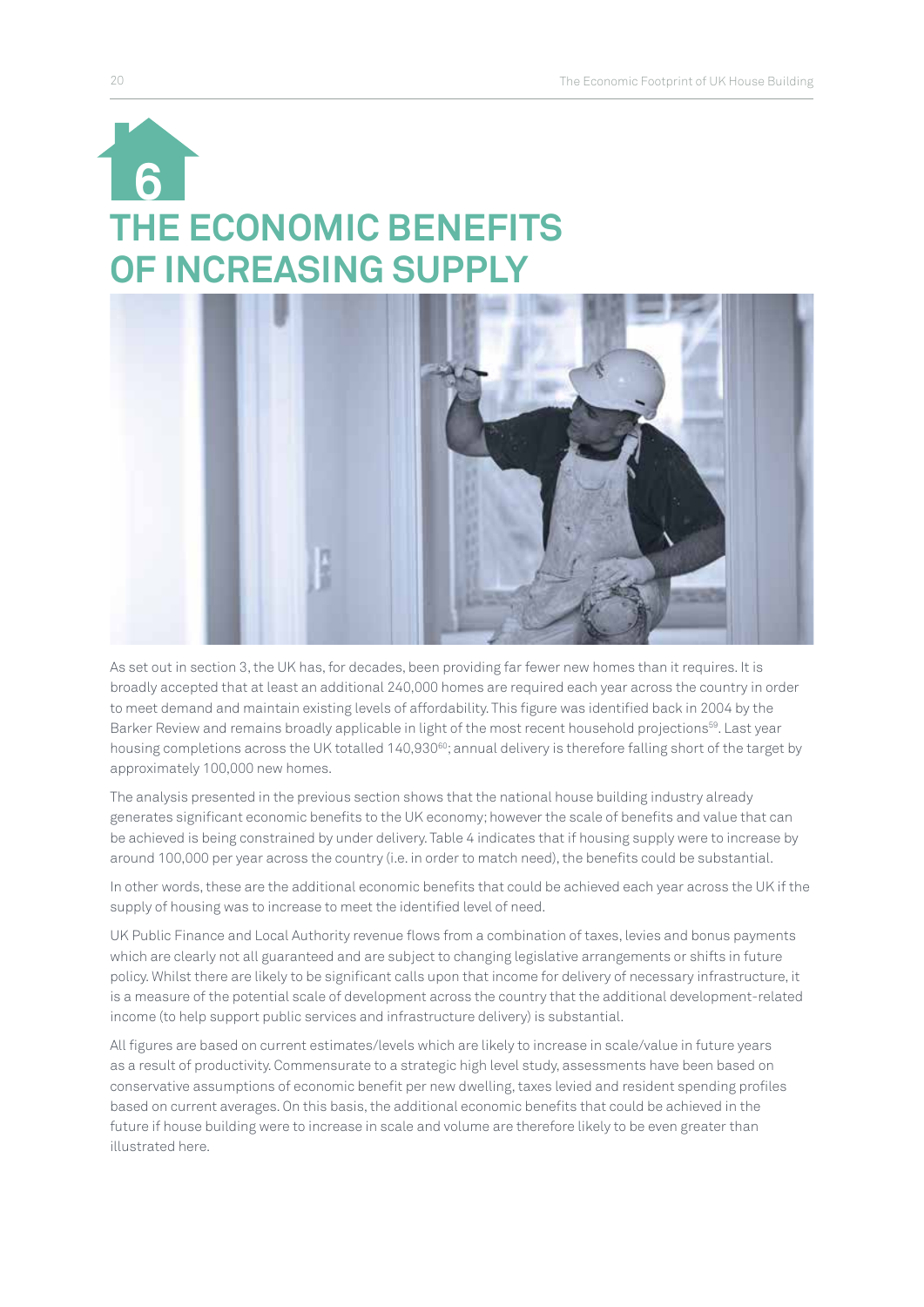# 6 THE ECONOMIC BENEFITS OF INCREASING SUPPLY

As set out in section 3, the UK has, for decades, been providing far fewer new homes than it requires. It is broadly accepted that at least an additional 240,000 homes are required each year across the country in order to meet demand and maintain existing levels of affordability. This figure was identified back in 2004 by the Barker Review and remains broadly applicable in light of the most recent household projections[59]. Last year housing completions across the UK totalled 140,930[60]; annual delivery is therefore falling short of the target by approximately 100,000 new homes.

The analysis presented in the previous section shows that the national house building industry already generates significant economic benefits to the UK economy; however the scale of benefits and value that can be achieved is being constrained by under delivery. Table 4 indicates that if housing supply were to increase by around 100,000 per year across the country (i.e. in order to match need), the benefits could be substantial.

In other words, these are the additional economic benefits that could be achieved each year across the UK if the supply of housing was to increase to meet the identified level of need.

UK Public Finance and Local Authority revenue flows from a combination of taxes, levies and bonus payments which are clearly not all guaranteed and are subject to changing legislative arrangements or shifts in future policy. Whilst there are likely to be significant calls upon that income for delivery of necessary infrastructure, it is a measure of the potential scale of development across the country that the additional development-related income (to help support public services and infrastructure delivery) is substantial.

All figures are based on current estimates/levels which are likely to increase in scale/value in future years as a result of productivity. Commensurate to a strategic high level study, assessments have been based on conservative assumptions of economic benefit per new dwelling, taxes levied and resident spending profiles based on current averages. On this basis, the additional economic benefits that could be achieved in the future if house building were to increase in scale and volume are therefore likely to be even greater than illustrated here.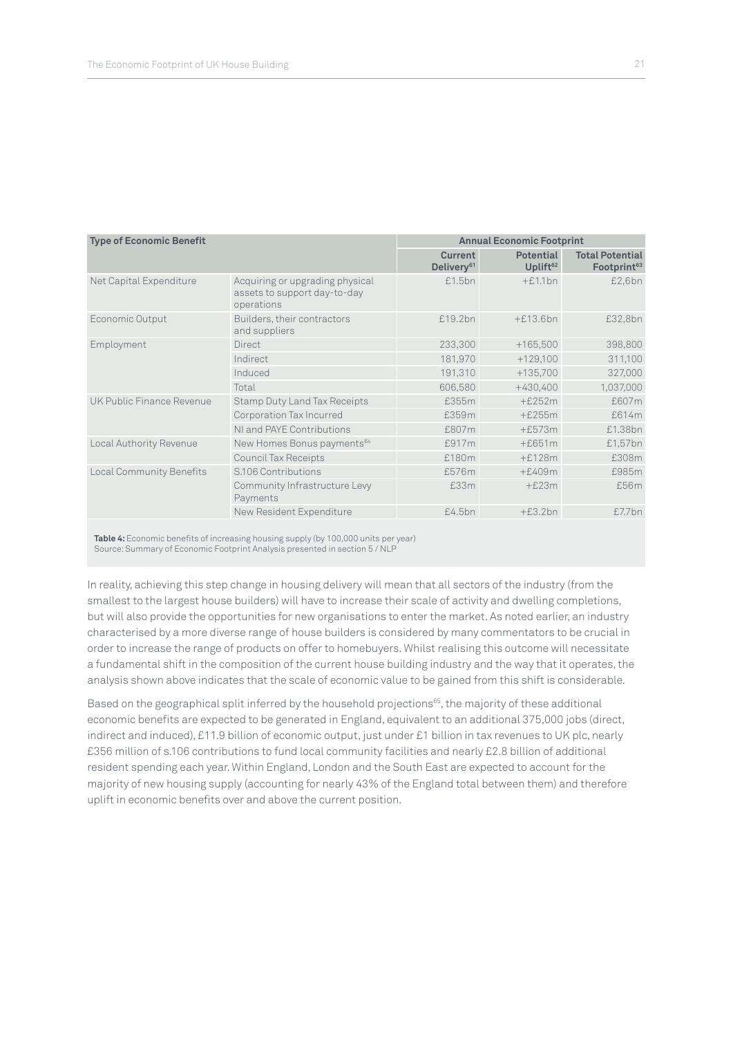| Type of Economic Benefit | | Annual Economic Footprint | | |
|---|---|---|---|---|
| | | Current Delivery[61] | Potential Uplift[62] | Total Potential Footprint[63] |
| Net Capital Expenditure | Acquiring or upgrading physical assets to support day-to-day operations | £1.5bn | +£1.1bn | £2,6bn |
| Economic Output | Builders, their contractors and suppliers | £19.2bn | +£13.6bn | £32,8bn |
| Employment | Direct | 233,300 | +165,500 | 398,800 |
| | Indirect | 181,970 | +129,100 | 311,100 |
| | Induced | 191,310 | +135,700 | 327,000 |
| | Total | 606,580 | +430,400 | 1,037,000 |
| UK Public Finance Revenue | Stamp Duty Land Tax Receipts | £355m | +£252m | £607m |
| | Corporation Tax Incurred | £359m | +£255m | £614m |
| | NI and PAYE Contributions | £807m | +£573m | £1.38bn |
| Local Authority Revenue | New Homes Bonus payments[64] | £917m | +£651m | £1,57bn |
| | Council Tax Receipts | £180m | +£128m | £308m |
| Local Community Benefits | S.106 Contributions | £576m | +£409m | £985m |
| | Community Infrastructure Levy Payments | £33m | +£23m | £56m |
| | New Resident Expenditure | £4.5bn | +£3.2bn | £7.7bn |

**Table 4:** Economic benefits of increasing housing supply (by 100,000 units per year)
Source: Summary of Economic Footprint Analysis presented in section 5 / NLP

In reality, achieving this step change in housing delivery will mean that all sectors of the industry (from the smallest to the largest house builders) will have to increase their scale of activity and dwelling completions, but will also provide the opportunities for new organisations to enter the market. As noted earlier, an industry characterised by a more diverse range of house builders is considered by many commentators to be crucial in order to increase the range of products on offer to homebuyers. Whilst realising this outcome will necessitate a fundamental shift in the composition of the current house building industry and the way that it operates, the analysis shown above indicates that the scale of economic value to be gained from this shift is considerable.

Based on the geographical split inferred by the household projections[65], the majority of these additional economic benefits are expected to be generated in England, equivalent to an additional 375,000 jobs (direct, indirect and induced), £11.9 billion of economic output, just under £1 billion in tax revenues to UK plc, nearly £356 million of s.106 contributions to fund local community facilities and nearly £2.8 billion of additional resident spending each year. Within England, London and the South East are expected to account for the majority of new housing supply (accounting for nearly 43% of the England total between them) and therefore uplift in economic benefits over and above the current position.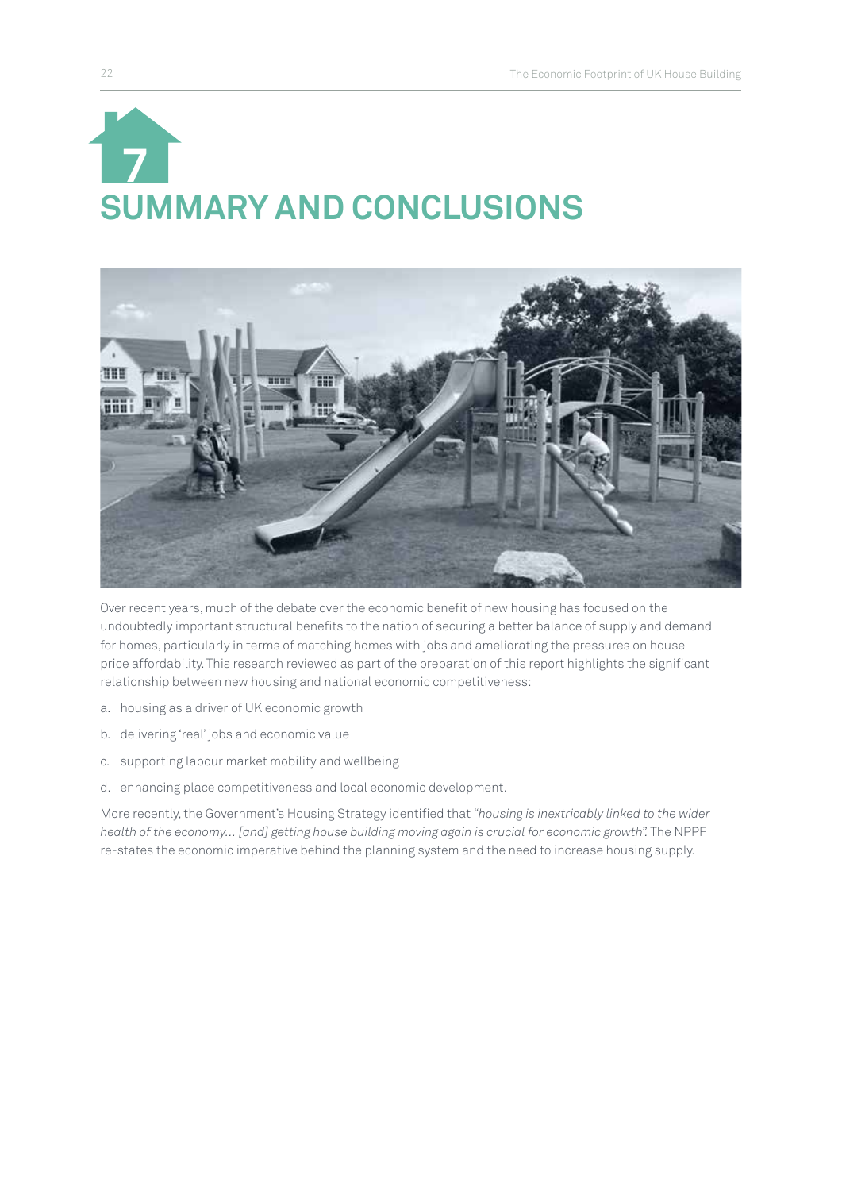# 7 SUMMARY AND CONCLUSIONS

Over recent years, much of the debate over the economic benefit of new housing has focused on the undoubtedly important structural benefits to the nation of securing a better balance of supply and demand for homes, particularly in terms of matching homes with jobs and ameliorating the pressures on house price affordability. This research reviewed as part of the preparation of this report highlights the significant relationship between new housing and national economic competitiveness:

a. housing as a driver of UK economic growth

b. delivering 'real' jobs and economic value

c. supporting labour market mobility and wellbeing

d. enhancing place competitiveness and local economic development.

More recently, the Government's Housing Strategy identified that *"housing is inextricably linked to the wider health of the economy… [and] getting house building moving again is crucial for economic growth"*. The NPPF re-states the economic imperative behind the planning system and the need to increase housing supply.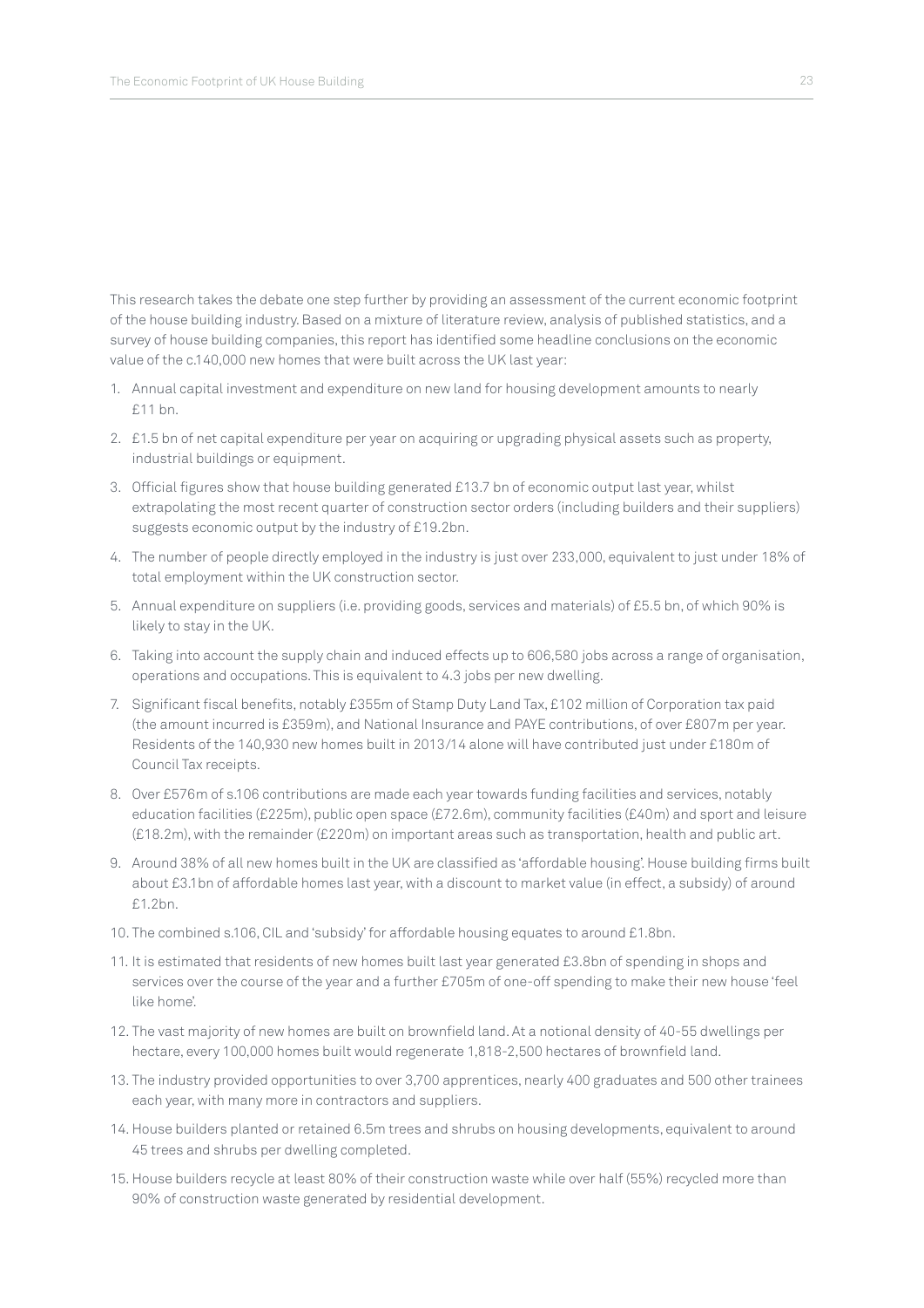This research takes the debate one step further by providing an assessment of the current economic footprint of the house building industry. Based on a mixture of literature review, analysis of published statistics, and a survey of house building companies, this report has identified some headline conclusions on the economic value of the c.140,000 new homes that were built across the UK last year:

1. Annual capital investment and expenditure on new land for housing development amounts to nearly £11 bn.
2. £1.5 bn of net capital expenditure per year on acquiring or upgrading physical assets such as property, industrial buildings or equipment.
3. Official figures show that house building generated £13.7 bn of economic output last year, whilst extrapolating the most recent quarter of construction sector orders (including builders and their suppliers) suggests economic output by the industry of £19.2bn.
4. The number of people directly employed in the industry is just over 233,000, equivalent to just under 18% of total employment within the UK construction sector.
5. Annual expenditure on suppliers (i.e. providing goods, services and materials) of £5.5 bn, of which 90% is likely to stay in the UK.
6. Taking into account the supply chain and induced effects up to 606,580 jobs across a range of organisation, operations and occupations. This is equivalent to 4.3 jobs per new dwelling.
7. Significant fiscal benefits, notably £355m of Stamp Duty Land Tax, £102 million of Corporation tax paid (the amount incurred is £359m), and National Insurance and PAYE contributions, of over £807m per year. Residents of the 140,930 new homes built in 2013/14 alone will have contributed just under £180m of Council Tax receipts.
8. Over £576m of s.106 contributions are made each year towards funding facilities and services, notably education facilities (£225m), public open space (£72.6m), community facilities (£40m) and sport and leisure (£18.2m), with the remainder (£220m) on important areas such as transportation, health and public art.
9. Around 38% of all new homes built in the UK are classified as 'affordable housing'. House building firms built about £3.1bn of affordable homes last year, with a discount to market value (in effect, a subsidy) of around £1.2bn.
10. The combined s.106, CIL and 'subsidy' for affordable housing equates to around £1.8bn.
11. It is estimated that residents of new homes built last year generated £3.8bn of spending in shops and services over the course of the year and a further £705m of one-off spending to make their new house 'feel like home'.
12. The vast majority of new homes are built on brownfield land. At a notional density of 40-55 dwellings per hectare, every 100,000 homes built would regenerate 1,818-2,500 hectares of brownfield land.
13. The industry provided opportunities to over 3,700 apprentices, nearly 400 graduates and 500 other trainees each year, with many more in contractors and suppliers.
14. House builders planted or retained 6.5m trees and shrubs on housing developments, equivalent to around 45 trees and shrubs per dwelling completed.
15. House builders recycle at least 80% of their construction waste while over half (55%) recycled more than 90% of construction waste generated by residential development.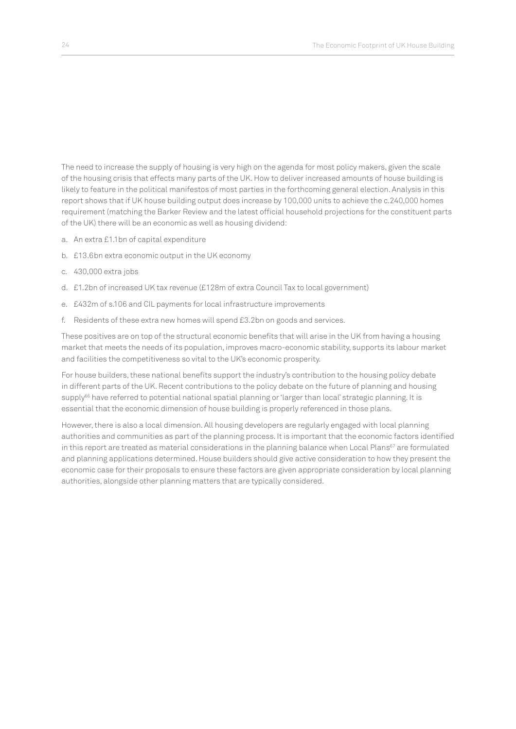The need to increase the supply of housing is very high on the agenda for most policy makers, given the scale of the housing crisis that effects many parts of the UK. How to deliver increased amounts of house building is likely to feature in the political manifestos of most parties in the forthcoming general election. Analysis in this report shows that if UK house building output does increase by 100,000 units to achieve the c.240,000 homes requirement (matching the Barker Review and the latest official household projections for the constituent parts of the UK) there will be an economic as well as housing dividend:

a. An extra £1.1bn of capital expenditure

b. £13.6bn extra economic output in the UK economy

c. 430,000 extra jobs

d. £1.2bn of increased UK tax revenue (£128m of extra Council Tax to local government)

e. £432m of s.106 and CIL payments for local infrastructure improvements

f. Residents of these extra new homes will spend £3.2bn on goods and services.

These positives are on top of the structural economic benefits that will arise in the UK from having a housing market that meets the needs of its population, improves macro-economic stability, supports its labour market and facilities the competitiveness so vital to the UK's economic prosperity.

For house builders, these national benefits support the industry's contribution to the housing policy debate in different parts of the UK. Recent contributions to the policy debate on the future of planning and housing supply[66] have referred to potential national spatial planning or 'larger than local' strategic planning. It is essential that the economic dimension of house building is properly referenced in those plans.

However, there is also a local dimension. All housing developers are regularly engaged with local planning authorities and communities as part of the planning process. It is important that the economic factors identified in this report are treated as material considerations in the planning balance when Local Plans[67] are formulated and planning applications determined. House builders should give active consideration to how they present the economic case for their proposals to ensure these factors are given appropriate consideration by local planning authorities, alongside other planning matters that are typically considered.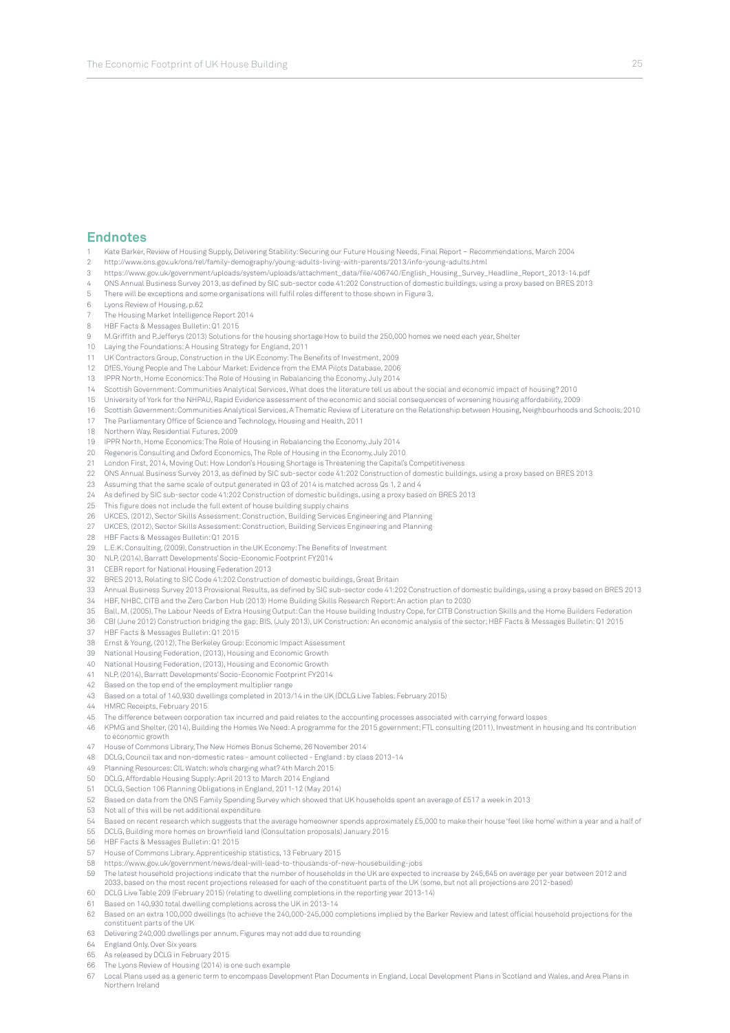## Endnotes

1. Kate Barker, Review of Housing Supply, Delivering Stability: Securing our Future Housing Needs, Final Report – Recommendations, March 2004
2. http://www.ons.gov.uk/ons/rel/family-demography/young-adults-living-with-parents/2013/info-young-adults.html
3. https://www.gov.uk/government/uploads/system/uploads/attachment_data/file/406740/English_Housing_Survey_Headline_Report_2013-14.pdf
4. ONS Annual Business Survey 2013, as defined by SIC sub-sector code 41:202 Construction of domestic buildings, using a proxy based on BRES 2013
5. There will be exceptions and some organisations will fulfil roles different to those shown in Figure 3.
6. Lyons Review of Housing, p.62
7. The Housing Market Intelligence Report 2014
8. HBF Facts & Messages Bulletin: Q1 2015
9. M.Griffith and P.Jefferys (2013) Solutions for the housing shortage How to build the 250,000 homes we need each year, Shelter
10. Laying the Foundations: A Housing Strategy for England, 2011
11. UK Contractors Group, Construction in the UK Economy: The Benefits of Investment, 2009
12. DfES, Young People and The Labour Market: Evidence from the EMA Pilots Database, 2006
13. IPPR North, Home Economics: The Role of Housing in Rebalancing the Economy, July 2014
14. Scottish Government: Communities Analytical Services, What does the literature tell us about the social and economic impact of housing? 2010
15. University of York for the NHPAU, Rapid Evidence assessment of the economic and social consequences of worsening housing affordability, 2009
16. Scottish Government: Communities Analytical Services, A Thematic Review of Literature on the Relationship between Housing, Neighbourhoods and Schools, 2010
17. The Parliamentary Office of Science and Technology, Housing and Health, 2011
18. Northern Way, Residential Futures, 2009
19. IPPR North, Home Economics: The Role of Housing in Rebalancing the Economy, July 2014
20. Regeneris Consulting and Oxford Economics, The Role of Housing in the Economy, July 2010
21. London First, 2014, Moving Out: How London's Housing Shortage is Threatening the Capital's Competitiveness
22. ONS Annual Business Survey 2013, as defined by SIC sub-sector code 41:202 Construction of domestic buildings, using a proxy based on BRES 2013
23. Assuming that the same scale of output generated in Q3 of 2014 is matched across Qs 1, 2 and 4
24. As defined by SIC sub-sector code 41:202 Construction of domestic buildings, using a proxy based on BRES 2013
25. This figure does not include the full extent of house building supply chains
26. UKCES, (2012), Sector Skills Assessment: Construction, Building Services Engineering and Planning
27. UKCES, (2012), Sector Skills Assessment: Construction, Building Services Engineering and Planning
28. HBF Facts & Messages Bulletin: Q1 2015
29. L.E.K. Consulting, (2009), Construction in the UK Economy: The Benefits of Investment
30. NLP, (2014), Barratt Developments' Socio-Economic Footprint FY2014
31. CEBR report for National Housing Federation 2013
32. BRES 2013, Relating to SIC Code 41:202 Construction of domestic buildings, Great Britain
33. Annual Business Survey 2013 Provisional Results, as defined by SIC sub-sector code 41:202 Construction of domestic buildings, using a proxy based on BRES 2013
34. HBF, NHBC, CITB and the Zero Carbon Hub (2013) Home Building Skills Research Report: An action plan to 2030
35. Ball, M. (2005), The Labour Needs of Extra Housing Output: Can the House building Industry Cope, for CITB Construction Skills and the Home Builders Federation
36. CBI (June 2012) Construction bridging the gap; BIS, (July 2013), UK Construction: An economic analysis of the sector; HBF Facts & Messages Bulletin: Q1 2015
37. HBF Facts & Messages Bulletin: Q1 2015
38. Ernst & Young, (2012), The Berkeley Group: Economic Impact Assessment
39. National Housing Federation, (2013), Housing and Economic Growth
40. National Housing Federation, (2013), Housing and Economic Growth
41. NLP, (2014), Barratt Developments' Socio-Economic Footprint FY2014
42. Based on the top end of the employment multiplier range
43. Based on a total of 140,930 dwellings completed in 2013/14 in the UK (DCLG Live Tables, February 2015)
44. HMRC Receipts, February 2015
45. The difference between corporation tax incurred and paid relates to the accounting processes associated with carrying forward losses
46. KPMG and Shelter, (2014), Building the Homes We Need: A programme for the 2015 government; FTL consulting (2011), Investment in housing and Its contribution to economic growth
47. House of Commons Library, The New Homes Bonus Scheme, 26 November 2014
48. DCLG, Council tax and non-domestic rates - amount collected - England : by class 2013-14
49. Planning Resources: CIL Watch: who's charging what? 4th March 2015
50. DCLG, Affordable Housing Supply: April 2013 to March 2014 England
51. DCLG, Section 106 Planning Obligations in England, 2011-12 (May 2014)
52. Based on data from the ONS Family Spending Survey which showed that UK households spent an average of £517 a week in 2013
53. Not all of this will be net additional expenditure
54. Based on recent research which suggests that the average homeowner spends approximately £5,000 to make their house 'feel like home' within a year and a half of
55. DCLG, Building more homes on brownfield land (Consultation proposals) January 2015
56. HBF Facts & Messages Bulletin: Q1 2015
57. House of Commons Library, Apprenticeship statistics, 13 February 2015
58. https://www.gov.uk/government/news/deal-will-lead-to-thousands-of-new-housebuilding-jobs
59. The latest household projections indicate that the number of households in the UK are expected to increase by 245,645 on average per year between 2012 and 2033, based on the most recent projections released for each of the constituent parts of the UK (some, but not all projections are 2012-based)
60. DCLG Live Table 209 (February 2015) (relating to dwelling completions in the reporting year 2013-14)
61. Based on 140,930 total dwelling completions across the UK in 2013-14
62. Based on an extra 100,000 dwellings (to achieve the 240,000-245,000 completions implied by the Barker Review and latest official household projections for the constituent parts of the UK
63. Delivering 240,000 dwellings per annum. Figures may not add due to rounding
64. England Only. Over Six years
65. As released by DCLG in February 2015
66. The Lyons Review of Housing (2014) is one such example
67. Local Plans used as a generic term to encompass Development Plan Documents in England, Local Development Plans in Scotland and Wales, and Area Plans in Northern Ireland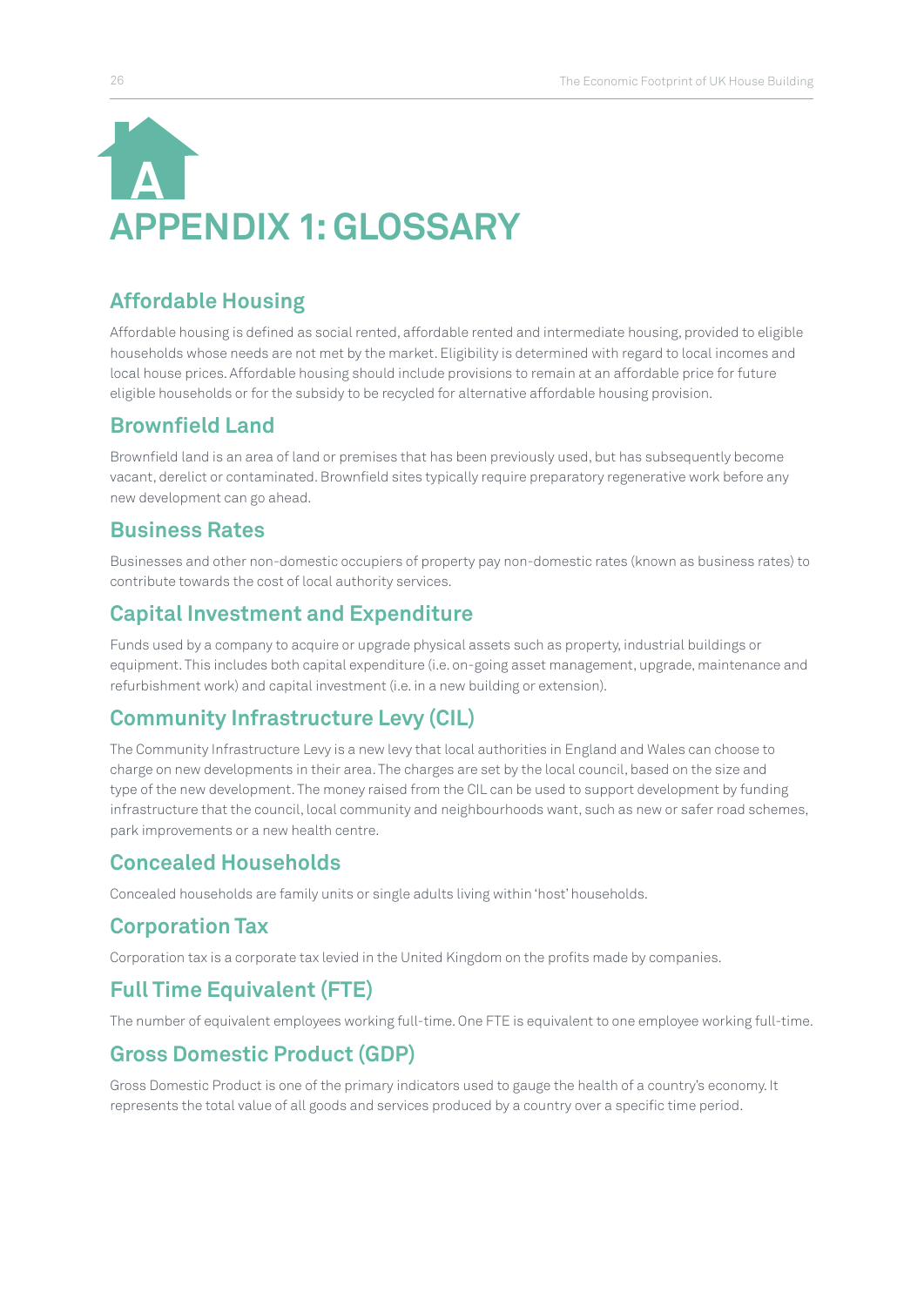# APPENDIX 1: GLOSSARY

## Affordable Housing

Affordable housing is defined as social rented, affordable rented and intermediate housing, provided to eligible households whose needs are not met by the market. Eligibility is determined with regard to local incomes and local house prices. Affordable housing should include provisions to remain at an affordable price for future eligible households or for the subsidy to be recycled for alternative affordable housing provision.

## Brownfield Land

Brownfield land is an area of land or premises that has been previously used, but has subsequently become vacant, derelict or contaminated. Brownfield sites typically require preparatory regenerative work before any new development can go ahead.

## Business Rates

Businesses and other non-domestic occupiers of property pay non-domestic rates (known as business rates) to contribute towards the cost of local authority services.

## Capital Investment and Expenditure

Funds used by a company to acquire or upgrade physical assets such as property, industrial buildings or equipment. This includes both capital expenditure (i.e. on-going asset management, upgrade, maintenance and refurbishment work) and capital investment (i.e. in a new building or extension).

## Community Infrastructure Levy (CIL)

The Community Infrastructure Levy is a new levy that local authorities in England and Wales can choose to charge on new developments in their area. The charges are set by the local council, based on the size and type of the new development. The money raised from the CIL can be used to support development by funding infrastructure that the council, local community and neighbourhoods want, such as new or safer road schemes, park improvements or a new health centre.

## Concealed Households

Concealed households are family units or single adults living within 'host' households.

## Corporation Tax

Corporation tax is a corporate tax levied in the United Kingdom on the profits made by companies.

## Full Time Equivalent (FTE)

The number of equivalent employees working full-time. One FTE is equivalent to one employee working full-time.

## Gross Domestic Product (GDP)

Gross Domestic Product is one of the primary indicators used to gauge the health of a country's economy. It represents the total value of all goods and services produced by a country over a specific time period.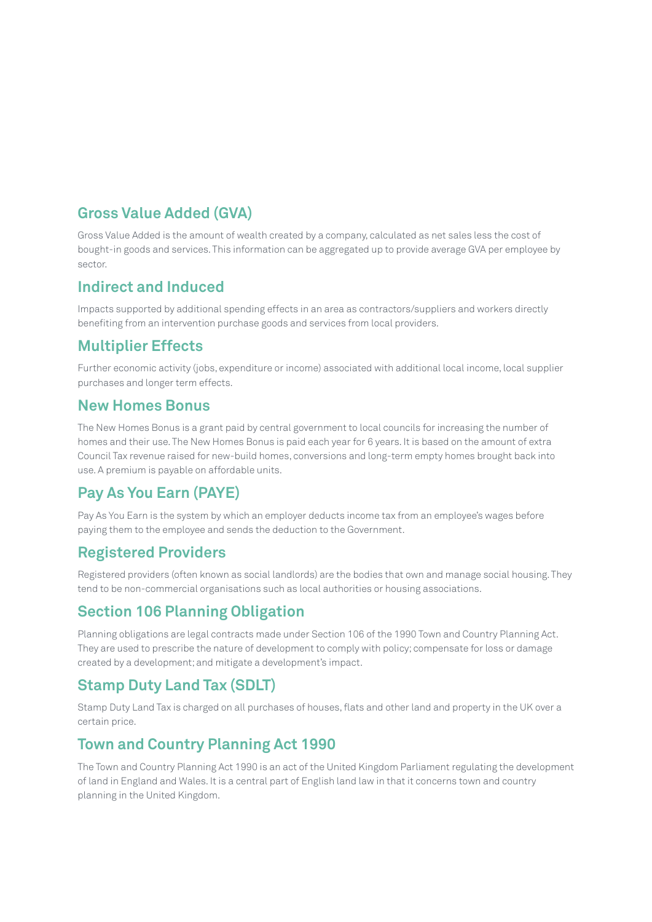## Gross Value Added (GVA)

Gross Value Added is the amount of wealth created by a company, calculated as net sales less the cost of bought-in goods and services. This information can be aggregated up to provide average GVA per employee by sector.

## Indirect and Induced

Impacts supported by additional spending effects in an area as contractors/suppliers and workers directly benefiting from an intervention purchase goods and services from local providers.

## Multiplier Effects

Further economic activity (jobs, expenditure or income) associated with additional local income, local supplier purchases and longer term effects.

## New Homes Bonus

The New Homes Bonus is a grant paid by central government to local councils for increasing the number of homes and their use. The New Homes Bonus is paid each year for 6 years. It is based on the amount of extra Council Tax revenue raised for new-build homes, conversions and long-term empty homes brought back into use. A premium is payable on affordable units.

## Pay As You Earn (PAYE)

Pay As You Earn is the system by which an employer deducts income tax from an employee's wages before paying them to the employee and sends the deduction to the Government.

## Registered Providers

Registered providers (often known as social landlords) are the bodies that own and manage social housing. They tend to be non-commercial organisations such as local authorities or housing associations.

## Section 106 Planning Obligation

Planning obligations are legal contracts made under Section 106 of the 1990 Town and Country Planning Act. They are used to prescribe the nature of development to comply with policy; compensate for loss or damage created by a development; and mitigate a development's impact.

## Stamp Duty Land Tax (SDLT)

Stamp Duty Land Tax is charged on all purchases of houses, flats and other land and property in the UK over a certain price.

## Town and Country Planning Act 1990

The Town and Country Planning Act 1990 is an act of the United Kingdom Parliament regulating the development of land in England and Wales. It is a central part of English land law in that it concerns town and country planning in the United Kingdom.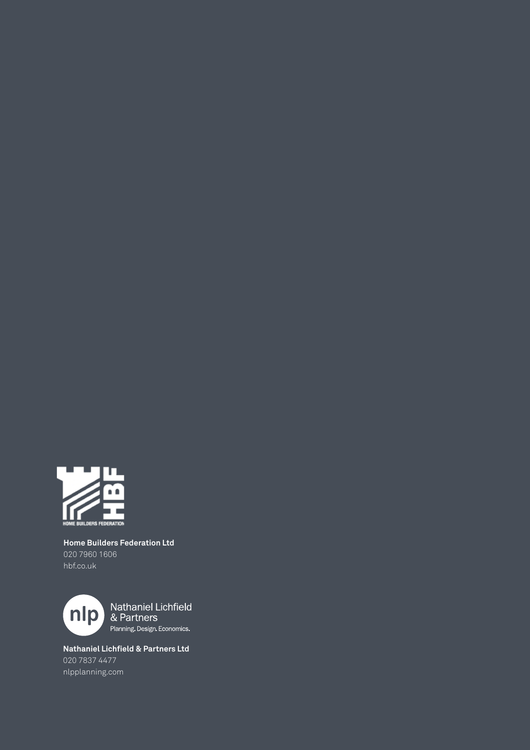**Home Builders Federation Ltd**
020 7960 1606
hbf.co.uk

**Nathaniel Lichfield & Partners Ltd**
020 7837 4477
nlpplanning.com